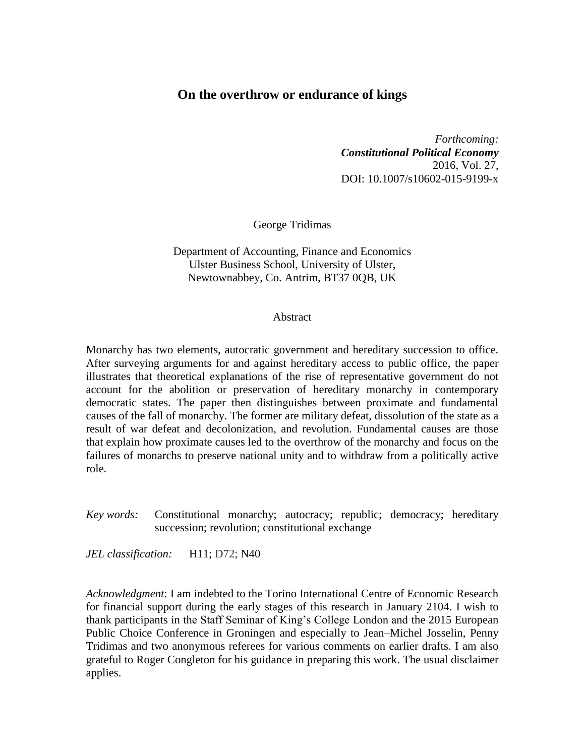# On the overthrow or endurance of kings

*Forthcoming:*
***Constitutional Political Economy***
2016, Vol. 27,
DOI: 10.1007/s10602-015-9199-x

George Tridimas

Department of Accounting, Finance and Economics
Ulster Business School, University of Ulster,
Newtownabbey, Co. Antrim, BT37 0QB, UK

## Abstract

Monarchy has two elements, autocratic government and hereditary succession to office. After surveying arguments for and against hereditary access to public office, the paper illustrates that theoretical explanations of the rise of representative government do not account for the abolition or preservation of hereditary monarchy in contemporary democratic states. The paper then distinguishes between proximate and fundamental causes of the fall of monarchy. The former are military defeat, dissolution of the state as a result of war defeat and decolonization, and revolution. Fundamental causes are those that explain how proximate causes led to the overthrow of the monarchy and focus on the failures of monarchs to preserve national unity and to withdraw from a politically active role.

*Key words:* Constitutional monarchy; autocracy; republic; democracy; hereditary succession; revolution; constitutional exchange

*JEL classification:* H11; D72; N40

*Acknowledgment*: I am indebted to the Torino International Centre of Economic Research for financial support during the early stages of this research in January 2104. I wish to thank participants in the Staff Seminar of King's College London and the 2015 European Public Choice Conference in Groningen and especially to Jean–Michel Josselin, Penny Tridimas and two anonymous referees for various comments on earlier drafts. I am also grateful to Roger Congleton for his guidance in preparing this work. The usual disclaimer applies.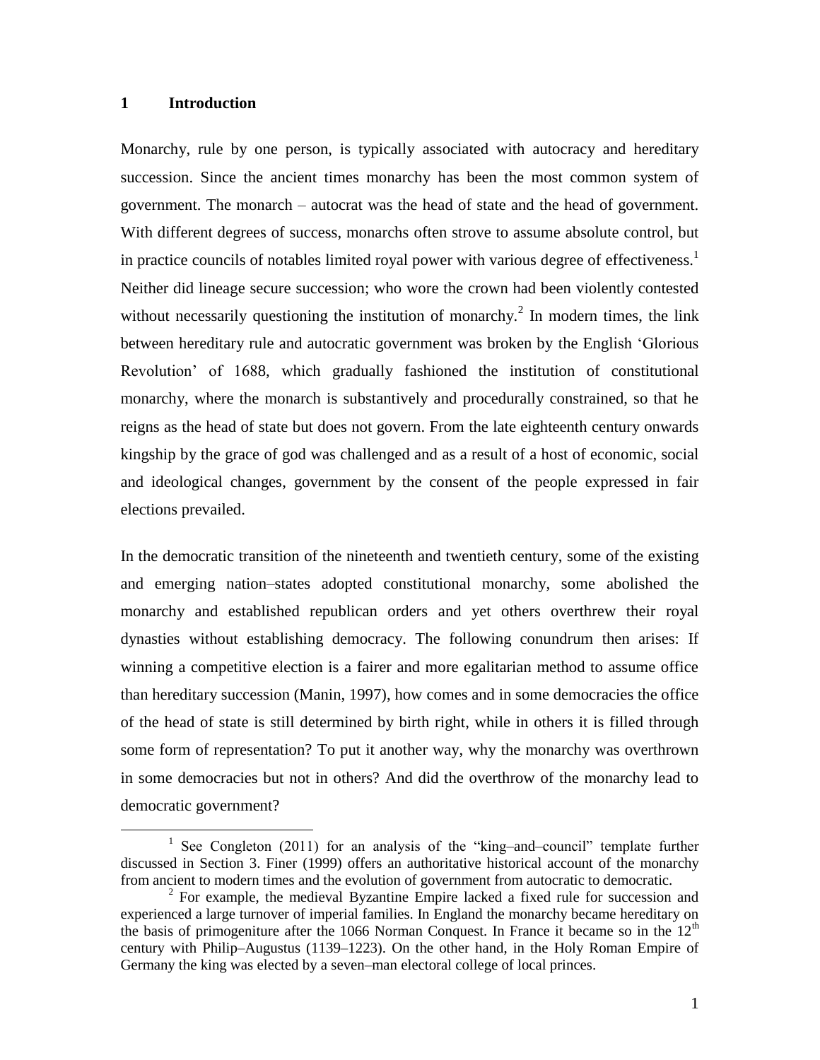## 1 Introduction

Monarchy, rule by one person, is typically associated with autocracy and hereditary succession. Since the ancient times monarchy has been the most common system of government. The monarch – autocrat was the head of state and the head of government. With different degrees of success, monarchs often strove to assume absolute control, but in practice councils of notables limited royal power with various degree of effectiveness.[1] Neither did lineage secure succession; who wore the crown had been violently contested without necessarily questioning the institution of monarchy.[2] In modern times, the link between hereditary rule and autocratic government was broken by the English 'Glorious Revolution' of 1688, which gradually fashioned the institution of constitutional monarchy, where the monarch is substantively and procedurally constrained, so that he reigns as the head of state but does not govern. From the late eighteenth century onwards kingship by the grace of god was challenged and as a result of a host of economic, social and ideological changes, government by the consent of the people expressed in fair elections prevailed.

In the democratic transition of the nineteenth and twentieth century, some of the existing and emerging nation–states adopted constitutional monarchy, some abolished the monarchy and established republican orders and yet others overthrew their royal dynasties without establishing democracy. The following conundrum then arises: If winning a competitive election is a fairer and more egalitarian method to assume office than hereditary succession (Manin, 1997), how comes and in some democracies the office of the head of state is still determined by birth right, while in others it is filled through some form of representation? To put it another way, why the monarchy was overthrown in some democracies but not in others? And did the overthrow of the monarchy lead to democratic government?

[1] See Congleton (2011) for an analysis of the "king–and–council" template further discussed in Section 3. Finer (1999) offers an authoritative historical account of the monarchy from ancient to modern times and the evolution of government from autocratic to democratic.

[2] For example, the medieval Byzantine Empire lacked a fixed rule for succession and experienced a large turnover of imperial families. In England the monarchy became hereditary on the basis of primogeniture after the 1066 Norman Conquest. In France it became so in the 12th century with Philip–Augustus (1139–1223). On the other hand, in the Holy Roman Empire of Germany the king was elected by a seven–man electoral college of local princes.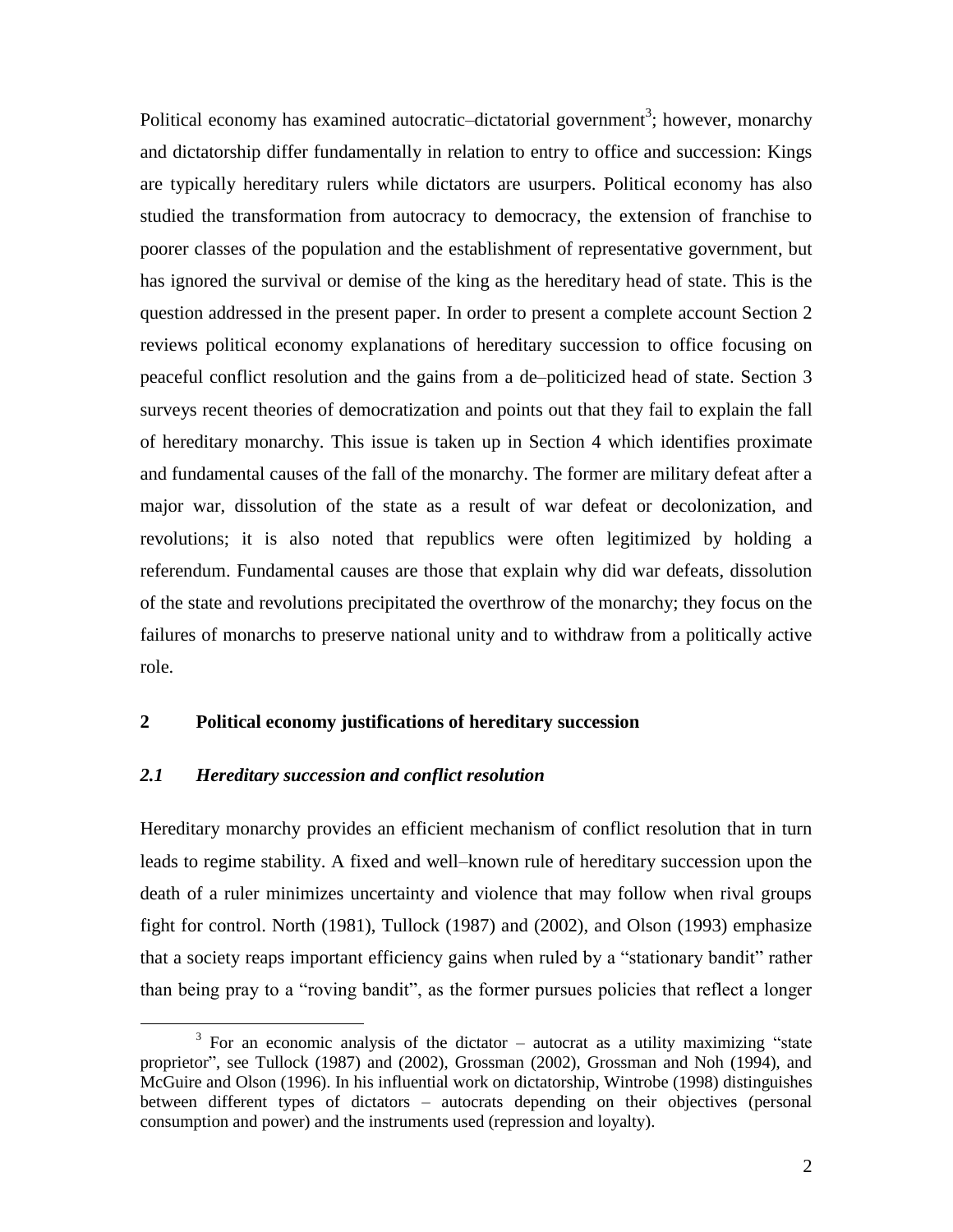Political economy has examined autocratic–dictatorial government[3]; however, monarchy and dictatorship differ fundamentally in relation to entry to office and succession: Kings are typically hereditary rulers while dictators are usurpers. Political economy has also studied the transformation from autocracy to democracy, the extension of franchise to poorer classes of the population and the establishment of representative government, but has ignored the survival or demise of the king as the hereditary head of state. This is the question addressed in the present paper. In order to present a complete account Section 2 reviews political economy explanations of hereditary succession to office focusing on peaceful conflict resolution and the gains from a de–politicized head of state. Section 3 surveys recent theories of democratization and points out that they fail to explain the fall of hereditary monarchy. This issue is taken up in Section 4 which identifies proximate and fundamental causes of the fall of the monarchy. The former are military defeat after a major war, dissolution of the state as a result of war defeat or decolonization, and revolutions; it is also noted that republics were often legitimized by holding a referendum. Fundamental causes are those that explain why did war defeats, dissolution of the state and revolutions precipitated the overthrow of the monarchy; they focus on the failures of monarchs to preserve national unity and to withdraw from a politically active role.

## 2 Political economy justifications of hereditary succession

### *2.1 Hereditary succession and conflict resolution*

Hereditary monarchy provides an efficient mechanism of conflict resolution that in turn leads to regime stability. A fixed and well–known rule of hereditary succession upon the death of a ruler minimizes uncertainty and violence that may follow when rival groups fight for control. North (1981), Tullock (1987) and (2002), and Olson (1993) emphasize that a society reaps important efficiency gains when ruled by a "stationary bandit" rather than being pray to a "roving bandit", as the former pursues policies that reflect a longer

[3] For an economic analysis of the dictator – autocrat as a utility maximizing "state proprietor", see Tullock (1987) and (2002), Grossman (2002), Grossman and Noh (1994), and McGuire and Olson (1996). In his influential work on dictatorship, Wintrobe (1998) distinguishes between different types of dictators – autocrats depending on their objectives (personal consumption and power) and the instruments used (repression and loyalty).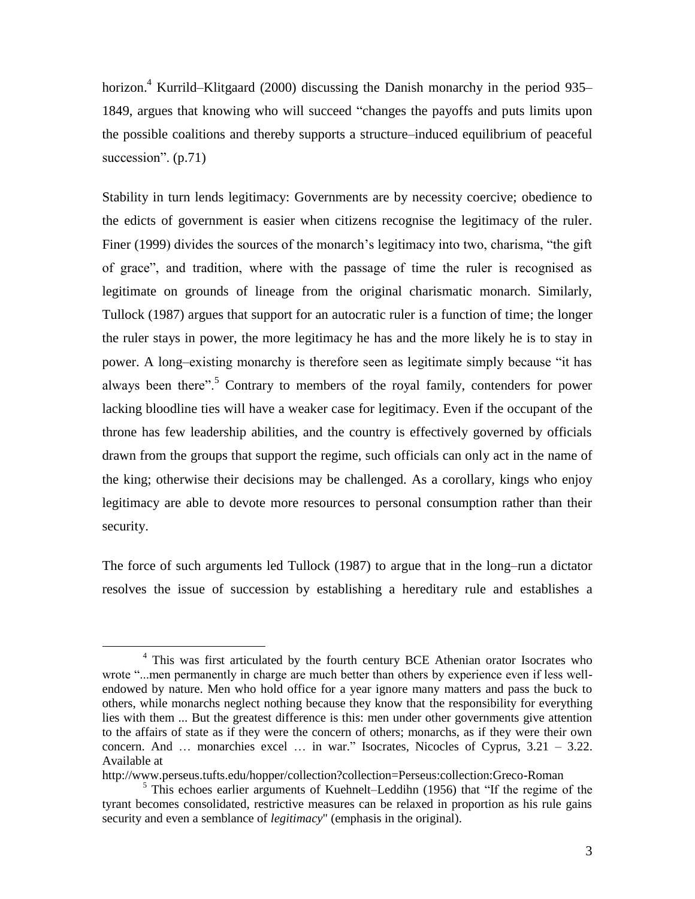horizon.[4] Kurrild–Klitgaard (2000) discussing the Danish monarchy in the period 935–1849, argues that knowing who will succeed "changes the payoffs and puts limits upon the possible coalitions and thereby supports a structure–induced equilibrium of peaceful succession". (p.71)

Stability in turn lends legitimacy: Governments are by necessity coercive; obedience to the edicts of government is easier when citizens recognise the legitimacy of the ruler. Finer (1999) divides the sources of the monarch's legitimacy into two, charisma, "the gift of grace", and tradition, where with the passage of time the ruler is recognised as legitimate on grounds of lineage from the original charismatic monarch. Similarly, Tullock (1987) argues that support for an autocratic ruler is a function of time; the longer the ruler stays in power, the more legitimacy he has and the more likely he is to stay in power. A long–existing monarchy is therefore seen as legitimate simply because "it has always been there".[5] Contrary to members of the royal family, contenders for power lacking bloodline ties will have a weaker case for legitimacy. Even if the occupant of the throne has few leadership abilities, and the country is effectively governed by officials drawn from the groups that support the regime, such officials can only act in the name of the king; otherwise their decisions may be challenged. As a corollary, kings who enjoy legitimacy are able to devote more resources to personal consumption rather than their security.

The force of such arguments led Tullock (1987) to argue that in the long–run a dictator resolves the issue of succession by establishing a hereditary rule and establishes a

---

[4] This was first articulated by the fourth century BCE Athenian orator Isocrates who wrote "...men permanently in charge are much better than others by experience even if less well-endowed by nature. Men who hold office for a year ignore many matters and pass the buck to others, while monarchs neglect nothing because they know that the responsibility for everything lies with them ... But the greatest difference is this: men under other governments give attention to the affairs of state as if they were the concern of others; monarchs, as if they were their own concern. And … monarchies excel … in war." Isocrates, Nicocles of Cyprus, 3.21 – 3.22. Available at http://www.perseus.tufts.edu/hopper/collection?collection=Perseus:collection:Greco-Roman

[5] This echoes earlier arguments of Kuehnelt–Leddihn (1956) that "If the regime of the tyrant becomes consolidated, restrictive measures can be relaxed in proportion as his rule gains security and even a semblance of *legitimacy*" (emphasis in the original).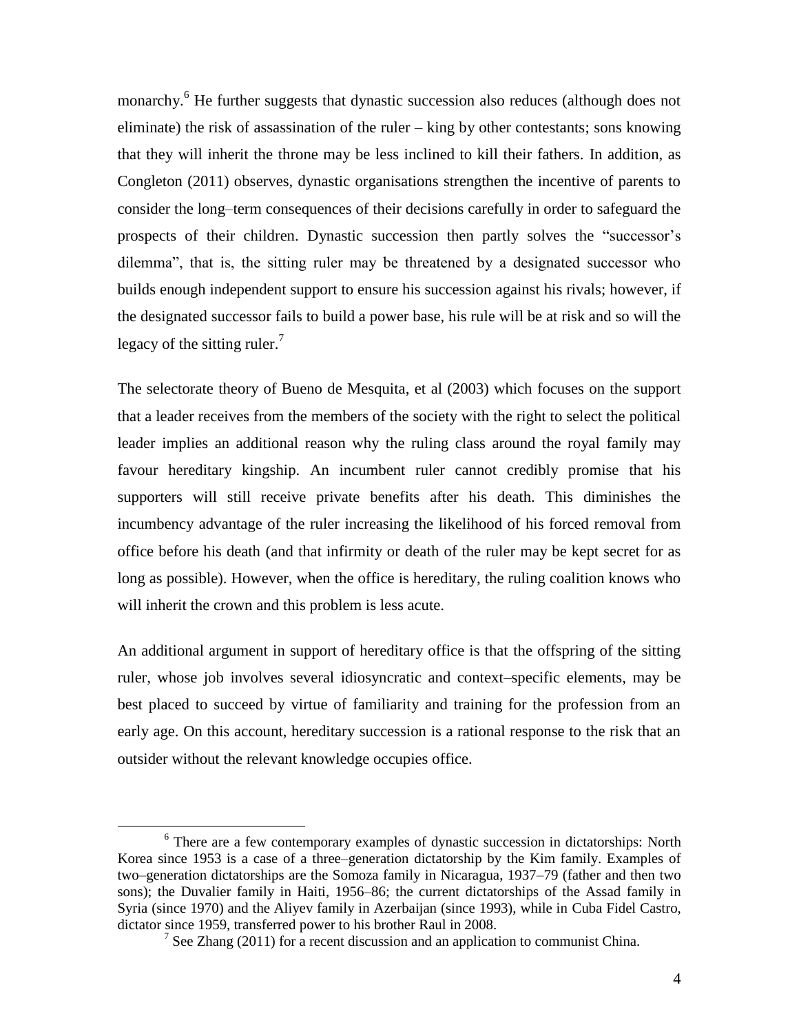monarchy.[6] He further suggests that dynastic succession also reduces (although does not eliminate) the risk of assassination of the ruler – king by other contestants; sons knowing that they will inherit the throne may be less inclined to kill their fathers. In addition, as Congleton (2011) observes, dynastic organisations strengthen the incentive of parents to consider the long–term consequences of their decisions carefully in order to safeguard the prospects of their children. Dynastic succession then partly solves the "successor's dilemma", that is, the sitting ruler may be threatened by a designated successor who builds enough independent support to ensure his succession against his rivals; however, if the designated successor fails to build a power base, his rule will be at risk and so will the legacy of the sitting ruler.[7]

The selectorate theory of Bueno de Mesquita, et al (2003) which focuses on the support that a leader receives from the members of the society with the right to select the political leader implies an additional reason why the ruling class around the royal family may favour hereditary kingship. An incumbent ruler cannot credibly promise that his supporters will still receive private benefits after his death. This diminishes the incumbency advantage of the ruler increasing the likelihood of his forced removal from office before his death (and that infirmity or death of the ruler may be kept secret for as long as possible). However, when the office is hereditary, the ruling coalition knows who will inherit the crown and this problem is less acute.

An additional argument in support of hereditary office is that the offspring of the sitting ruler, whose job involves several idiosyncratic and context–specific elements, may be best placed to succeed by virtue of familiarity and training for the profession from an early age. On this account, hereditary succession is a rational response to the risk that an outsider without the relevant knowledge occupies office.

---

[6] There are a few contemporary examples of dynastic succession in dictatorships: North Korea since 1953 is a case of a three–generation dictatorship by the Kim family. Examples of two–generation dictatorships are the Somoza family in Nicaragua, 1937–79 (father and then two sons); the Duvalier family in Haiti, 1956–86; the current dictatorships of the Assad family in Syria (since 1970) and the Aliyev family in Azerbaijan (since 1993), while in Cuba Fidel Castro, dictator since 1959, transferred power to his brother Raul in 2008.

[7] See Zhang (2011) for a recent discussion and an application to communist China.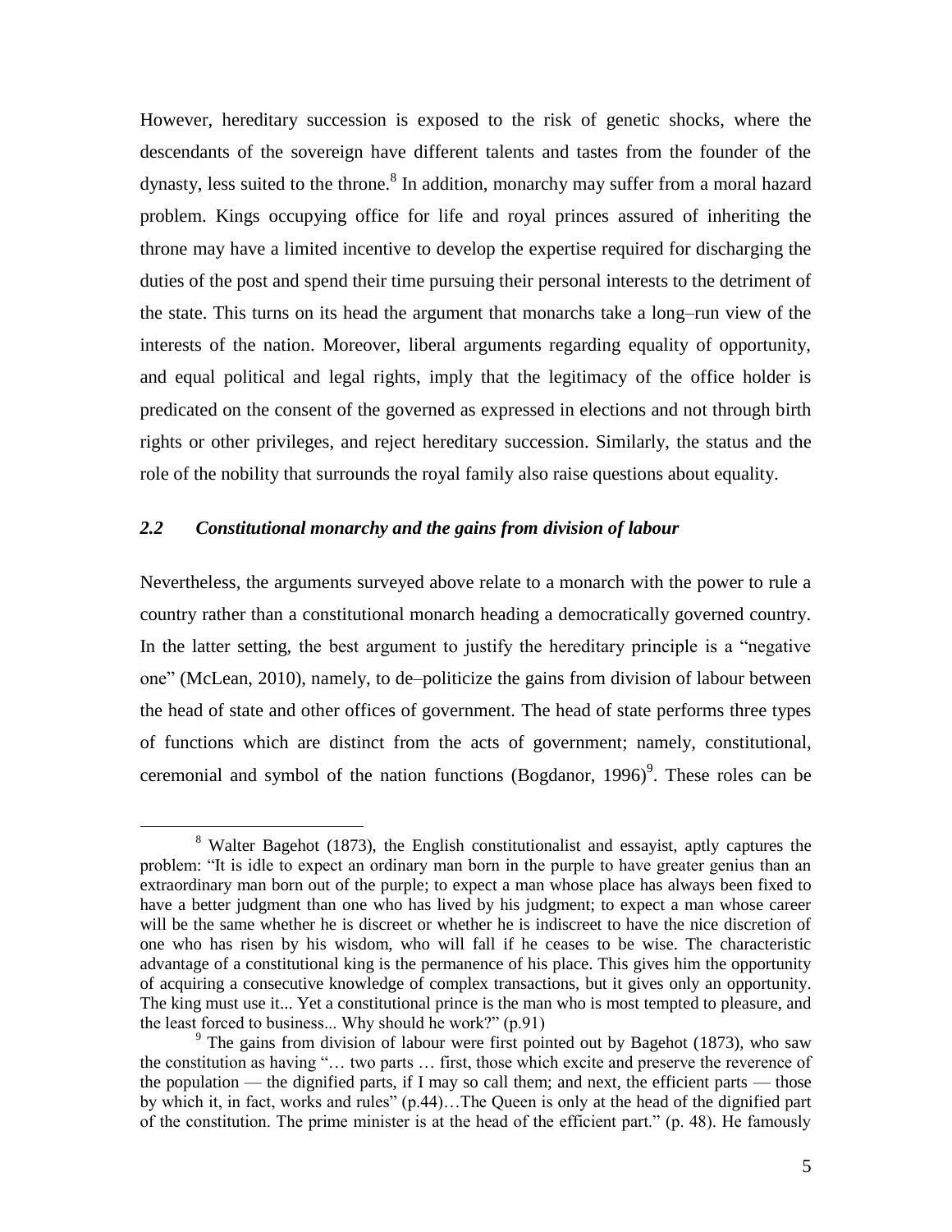However, hereditary succession is exposed to the risk of genetic shocks, where the descendants of the sovereign have different talents and tastes from the founder of the dynasty, less suited to the throne.[8] In addition, monarchy may suffer from a moral hazard problem. Kings occupying office for life and royal princes assured of inheriting the throne may have a limited incentive to develop the expertise required for discharging the duties of the post and spend their time pursuing their personal interests to the detriment of the state. This turns on its head the argument that monarchs take a long–run view of the interests of the nation. Moreover, liberal arguments regarding equality of opportunity, and equal political and legal rights, imply that the legitimacy of the office holder is predicated on the consent of the governed as expressed in elections and not through birth rights or other privileges, and reject hereditary succession. Similarly, the status and the role of the nobility that surrounds the royal family also raise questions about equality.

### *2.2 Constitutional monarchy and the gains from division of labour*

Nevertheless, the arguments surveyed above relate to a monarch with the power to rule a country rather than a constitutional monarch heading a democratically governed country. In the latter setting, the best argument to justify the hereditary principle is a "negative one" (McLean, 2010), namely, to de–politicize the gains from division of labour between the head of state and other offices of government. The head of state performs three types of functions which are distinct from the acts of government; namely, constitutional, ceremonial and symbol of the nation functions (Bogdanor, 1996)[9]. These roles can be

[8] Walter Bagehot (1873), the English constitutionalist and essayist, aptly captures the problem: "It is idle to expect an ordinary man born in the purple to have greater genius than an extraordinary man born out of the purple; to expect a man whose place has always been fixed to have a better judgment than one who has lived by his judgment; to expect a man whose career will be the same whether he is discreet or whether he is indiscreet to have the nice discretion of one who has risen by his wisdom, who will fall if he ceases to be wise. The characteristic advantage of a constitutional king is the permanence of his place. This gives him the opportunity of acquiring a consecutive knowledge of complex transactions, but it gives only an opportunity. The king must use it... Yet a constitutional prince is the man who is most tempted to pleasure, and the least forced to business... Why should he work?" (p.91)

[9] The gains from division of labour were first pointed out by Bagehot (1873), who saw the constitution as having "… two parts … first, those which excite and preserve the reverence of the population — the dignified parts, if I may so call them; and next, the efficient parts — those by which it, in fact, works and rules" (p.44)…The Queen is only at the head of the dignified part of the constitution. The prime minister is at the head of the efficient part." (p. 48). He famously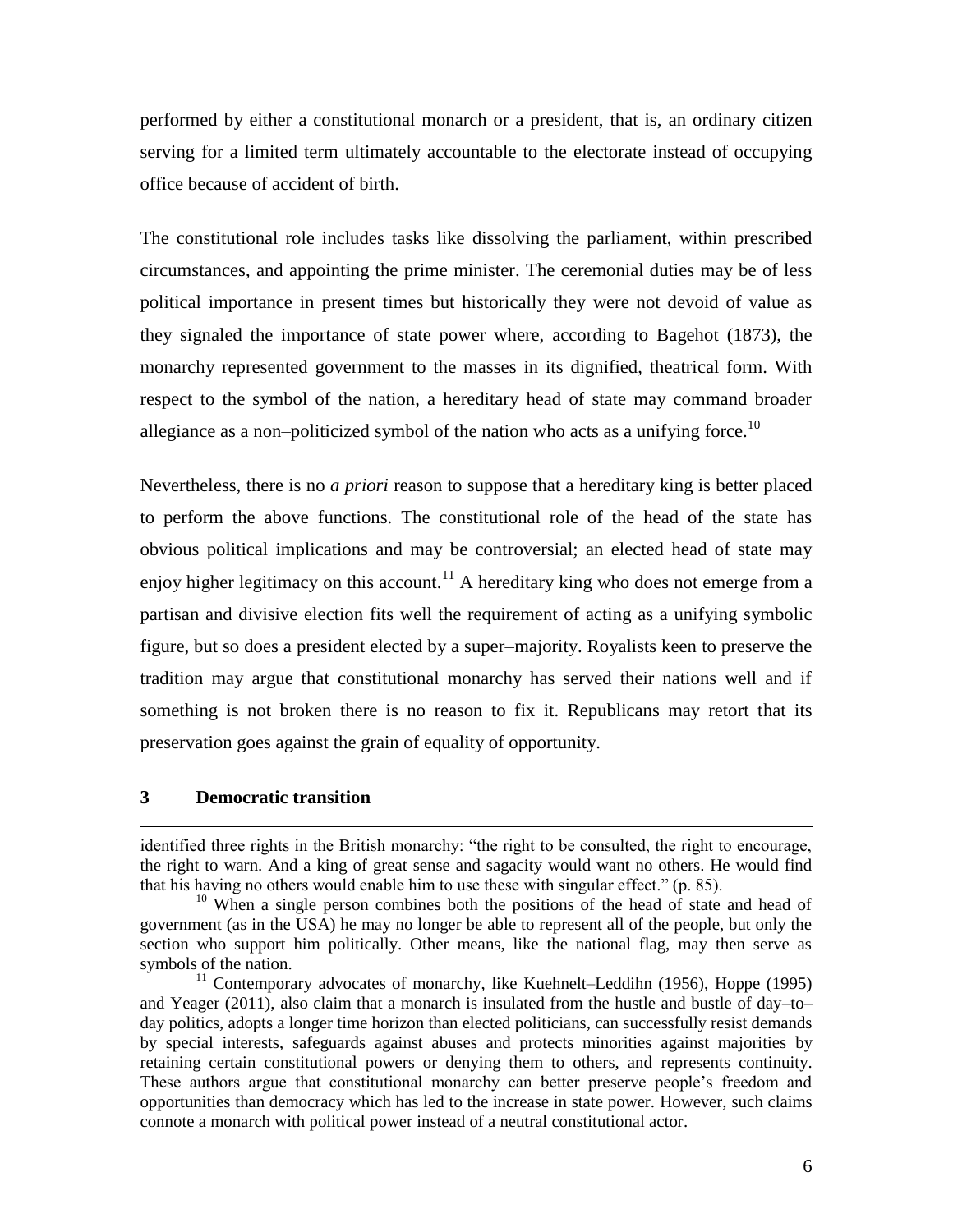performed by either a constitutional monarch or a president, that is, an ordinary citizen serving for a limited term ultimately accountable to the electorate instead of occupying office because of accident of birth.

The constitutional role includes tasks like dissolving the parliament, within prescribed circumstances, and appointing the prime minister. The ceremonial duties may be of less political importance in present times but historically they were not devoid of value as they signaled the importance of state power where, according to Bagehot (1873), the monarchy represented government to the masses in its dignified, theatrical form. With respect to the symbol of the nation, a hereditary head of state may command broader allegiance as a non–politicized symbol of the nation who acts as a unifying force.[10]

Nevertheless, there is no *a priori* reason to suppose that a hereditary king is better placed to perform the above functions. The constitutional role of the head of the state has obvious political implications and may be controversial; an elected head of state may enjoy higher legitimacy on this account.[11] A hereditary king who does not emerge from a partisan and divisive election fits well the requirement of acting as a unifying symbolic figure, but so does a president elected by a super–majority. Royalists keen to preserve the tradition may argue that constitutional monarchy has served their nations well and if something is not broken there is no reason to fix it. Republicans may retort that its preservation goes against the grain of equality of opportunity.

## 3 Democratic transition

identified three rights in the British monarchy: "the right to be consulted, the right to encourage, the right to warn. And a king of great sense and sagacity would want no others. He would find that his having no others would enable him to use these with singular effect." (p. 85).

[10] When a single person combines both the positions of the head of state and head of government (as in the USA) he may no longer be able to represent all of the people, but only the section who support him politically. Other means, like the national flag, may then serve as symbols of the nation.

[11] Contemporary advocates of monarchy, like Kuehnelt–Leddihn (1956), Hoppe (1995) and Yeager (2011), also claim that a monarch is insulated from the hustle and bustle of day–to–day politics, adopts a longer time horizon than elected politicians, can successfully resist demands by special interests, safeguards against abuses and protects minorities against majorities by retaining certain constitutional powers or denying them to others, and represents continuity. These authors argue that constitutional monarchy can better preserve people's freedom and opportunities than democracy which has led to the increase in state power. However, such claims connote a monarch with political power instead of a neutral constitutional actor.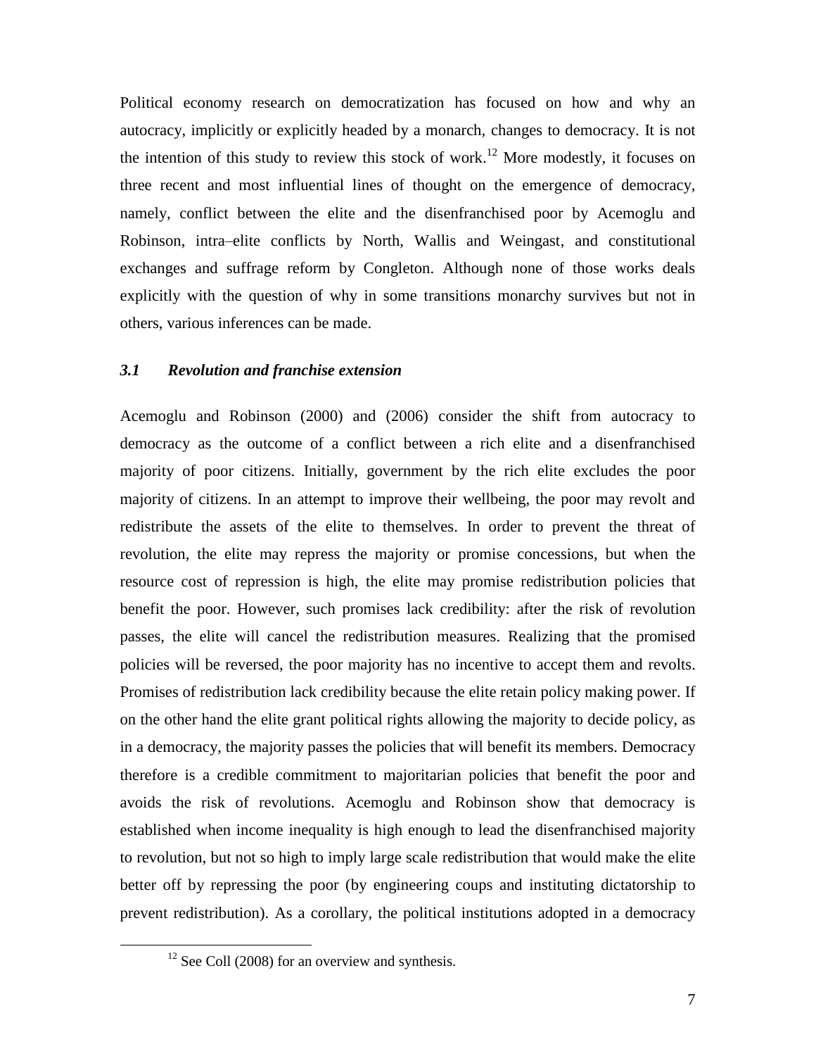Political economy research on democratization has focused on how and why an autocracy, implicitly or explicitly headed by a monarch, changes to democracy. It is not the intention of this study to review this stock of work.[12] More modestly, it focuses on three recent and most influential lines of thought on the emergence of democracy, namely, conflict between the elite and the disenfranchised poor by Acemoglu and Robinson, intra–elite conflicts by North, Wallis and Weingast, and constitutional exchanges and suffrage reform by Congleton. Although none of those works deals explicitly with the question of why in some transitions monarchy survives but not in others, various inferences can be made.

### *3.1 Revolution and franchise extension*

Acemoglu and Robinson (2000) and (2006) consider the shift from autocracy to democracy as the outcome of a conflict between a rich elite and a disenfranchised majority of poor citizens. Initially, government by the rich elite excludes the poor majority of citizens. In an attempt to improve their wellbeing, the poor may revolt and redistribute the assets of the elite to themselves. In order to prevent the threat of revolution, the elite may repress the majority or promise concessions, but when the resource cost of repression is high, the elite may promise redistribution policies that benefit the poor. However, such promises lack credibility: after the risk of revolution passes, the elite will cancel the redistribution measures. Realizing that the promised policies will be reversed, the poor majority has no incentive to accept them and revolts. Promises of redistribution lack credibility because the elite retain policy making power. If on the other hand the elite grant political rights allowing the majority to decide policy, as in a democracy, the majority passes the policies that will benefit its members. Democracy therefore is a credible commitment to majoritarian policies that benefit the poor and avoids the risk of revolutions. Acemoglu and Robinson show that democracy is established when income inequality is high enough to lead the disenfranchised majority to revolution, but not so high to imply large scale redistribution that would make the elite better off by repressing the poor (by engineering coups and instituting dictatorship to prevent redistribution). As a corollary, the political institutions adopted in a democracy

[12] See Coll (2008) for an overview and synthesis.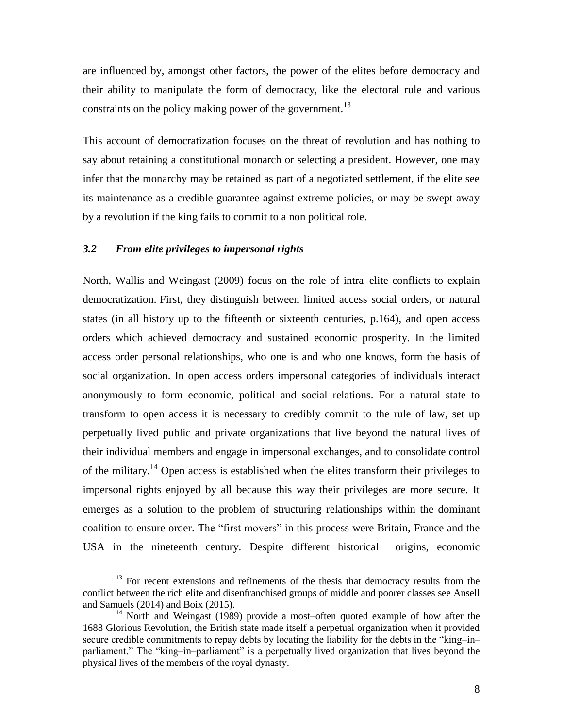are influenced by, amongst other factors, the power of the elites before democracy and their ability to manipulate the form of democracy, like the electoral rule and various constraints on the policy making power of the government.[13]

This account of democratization focuses on the threat of revolution and has nothing to say about retaining a constitutional monarch or selecting a president. However, one may infer that the monarchy may be retained as part of a negotiated settlement, if the elite see its maintenance as a credible guarantee against extreme policies, or may be swept away by a revolution if the king fails to commit to a non political role.

### *3.2 From elite privileges to impersonal rights*

North, Wallis and Weingast (2009) focus on the role of intra–elite conflicts to explain democratization. First, they distinguish between limited access social orders, or natural states (in all history up to the fifteenth or sixteenth centuries, p.164), and open access orders which achieved democracy and sustained economic prosperity. In the limited access order personal relationships, who one is and who one knows, form the basis of social organization. In open access orders impersonal categories of individuals interact anonymously to form economic, political and social relations. For a natural state to transform to open access it is necessary to credibly commit to the rule of law, set up perpetually lived public and private organizations that live beyond the natural lives of their individual members and engage in impersonal exchanges, and to consolidate control of the military.[14] Open access is established when the elites transform their privileges to impersonal rights enjoyed by all because this way their privileges are more secure. It emerges as a solution to the problem of structuring relationships within the dominant coalition to ensure order. The "first movers" in this process were Britain, France and the USA in the nineteenth century. Despite different historical origins, economic

---

[13] For recent extensions and refinements of the thesis that democracy results from the conflict between the rich elite and disenfranchised groups of middle and poorer classes see Ansell and Samuels (2014) and Boix (2015).

[14] North and Weingast (1989) provide a most–often quoted example of how after the 1688 Glorious Revolution, the British state made itself a perpetual organization when it provided secure credible commitments to repay debts by locating the liability for the debts in the "king–in–parliament." The "king–in–parliament" is a perpetually lived organization that lives beyond the physical lives of the members of the royal dynasty.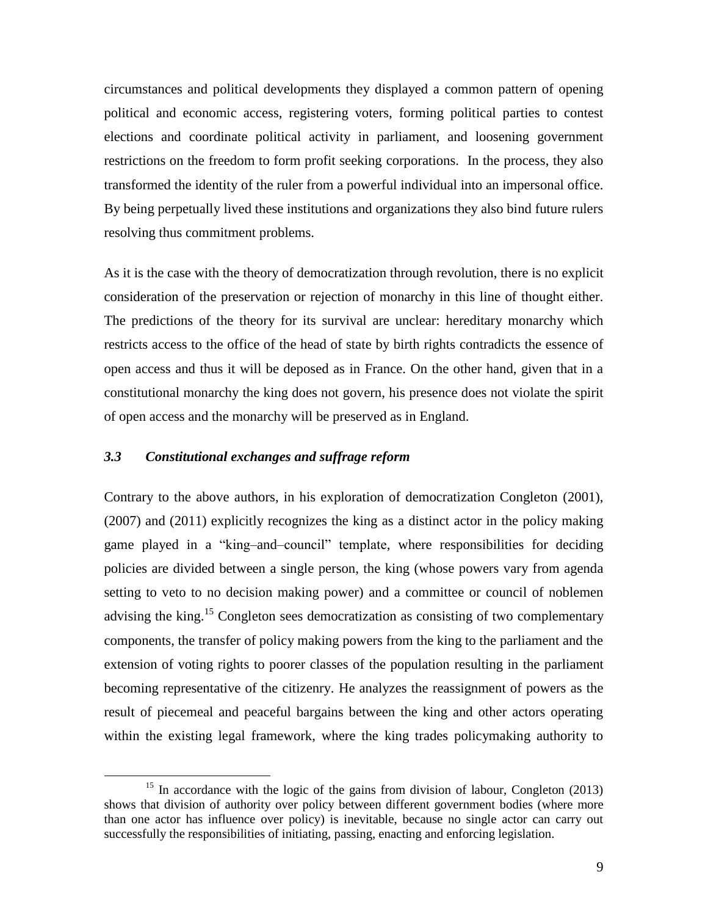circumstances and political developments they displayed a common pattern of opening political and economic access, registering voters, forming political parties to contest elections and coordinate political activity in parliament, and loosening government restrictions on the freedom to form profit seeking corporations. In the process, they also transformed the identity of the ruler from a powerful individual into an impersonal office. By being perpetually lived these institutions and organizations they also bind future rulers resolving thus commitment problems.

As it is the case with the theory of democratization through revolution, there is no explicit consideration of the preservation or rejection of monarchy in this line of thought either. The predictions of the theory for its survival are unclear: hereditary monarchy which restricts access to the office of the head of state by birth rights contradicts the essence of open access and thus it will be deposed as in France. On the other hand, given that in a constitutional monarchy the king does not govern, his presence does not violate the spirit of open access and the monarchy will be preserved as in England.

### *3.3 Constitutional exchanges and suffrage reform*

Contrary to the above authors, in his exploration of democratization Congleton (2001), (2007) and (2011) explicitly recognizes the king as a distinct actor in the policy making game played in a "king–and–council" template, where responsibilities for deciding policies are divided between a single person, the king (whose powers vary from agenda setting to veto to no decision making power) and a committee or council of noblemen advising the king.[15] Congleton sees democratization as consisting of two complementary components, the transfer of policy making powers from the king to the parliament and the extension of voting rights to poorer classes of the population resulting in the parliament becoming representative of the citizenry. He analyzes the reassignment of powers as the result of piecemeal and peaceful bargains between the king and other actors operating within the existing legal framework, where the king trades policymaking authority to

[15] In accordance with the logic of the gains from division of labour, Congleton (2013) shows that division of authority over policy between different government bodies (where more than one actor has influence over policy) is inevitable, because no single actor can carry out successfully the responsibilities of initiating, passing, enacting and enforcing legislation.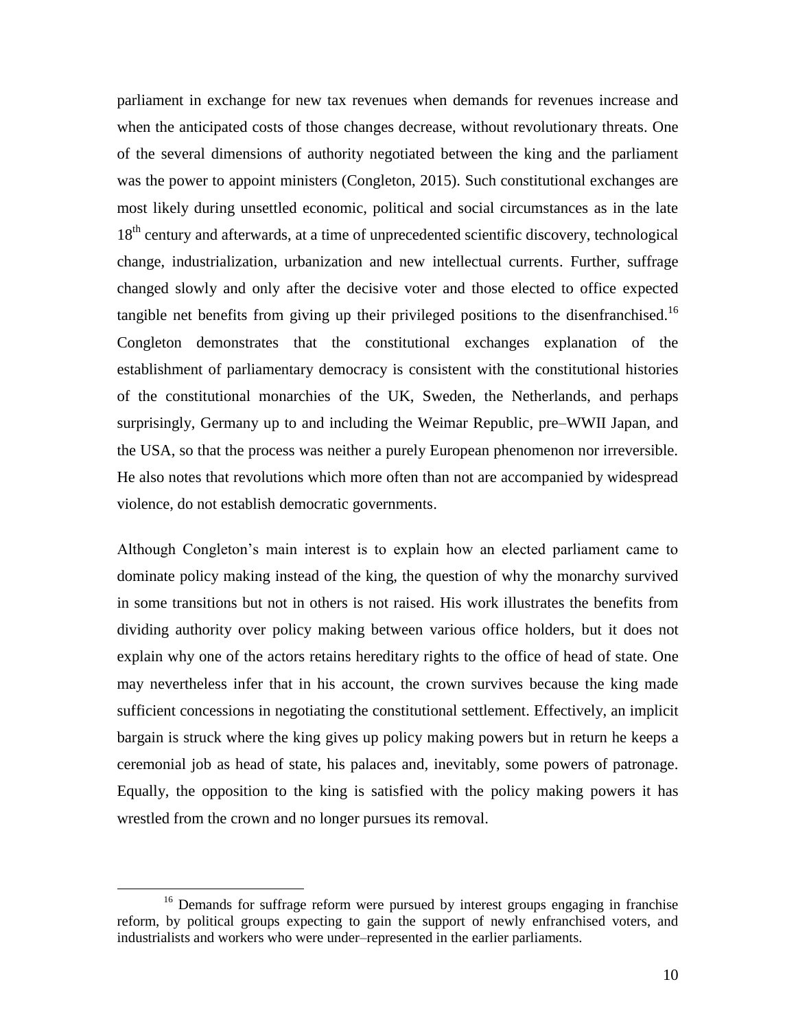parliament in exchange for new tax revenues when demands for revenues increase and when the anticipated costs of those changes decrease, without revolutionary threats. One of the several dimensions of authority negotiated between the king and the parliament was the power to appoint ministers (Congleton, 2015). Such constitutional exchanges are most likely during unsettled economic, political and social circumstances as in the late 18th century and afterwards, at a time of unprecedented scientific discovery, technological change, industrialization, urbanization and new intellectual currents. Further, suffrage changed slowly and only after the decisive voter and those elected to office expected tangible net benefits from giving up their privileged positions to the disenfranchised.[16] Congleton demonstrates that the constitutional exchanges explanation of the establishment of parliamentary democracy is consistent with the constitutional histories of the constitutional monarchies of the UK, Sweden, the Netherlands, and perhaps surprisingly, Germany up to and including the Weimar Republic, pre–WWII Japan, and the USA, so that the process was neither a purely European phenomenon nor irreversible. He also notes that revolutions which more often than not are accompanied by widespread violence, do not establish democratic governments.

Although Congleton's main interest is to explain how an elected parliament came to dominate policy making instead of the king, the question of why the monarchy survived in some transitions but not in others is not raised. His work illustrates the benefits from dividing authority over policy making between various office holders, but it does not explain why one of the actors retains hereditary rights to the office of head of state. One may nevertheless infer that in his account, the crown survives because the king made sufficient concessions in negotiating the constitutional settlement. Effectively, an implicit bargain is struck where the king gives up policy making powers but in return he keeps a ceremonial job as head of state, his palaces and, inevitably, some powers of patronage. Equally, the opposition to the king is satisfied with the policy making powers it has wrestled from the crown and no longer pursues its removal.

[16] Demands for suffrage reform were pursued by interest groups engaging in franchise reform, by political groups expecting to gain the support of newly enfranchised voters, and industrialists and workers who were under–represented in the earlier parliaments.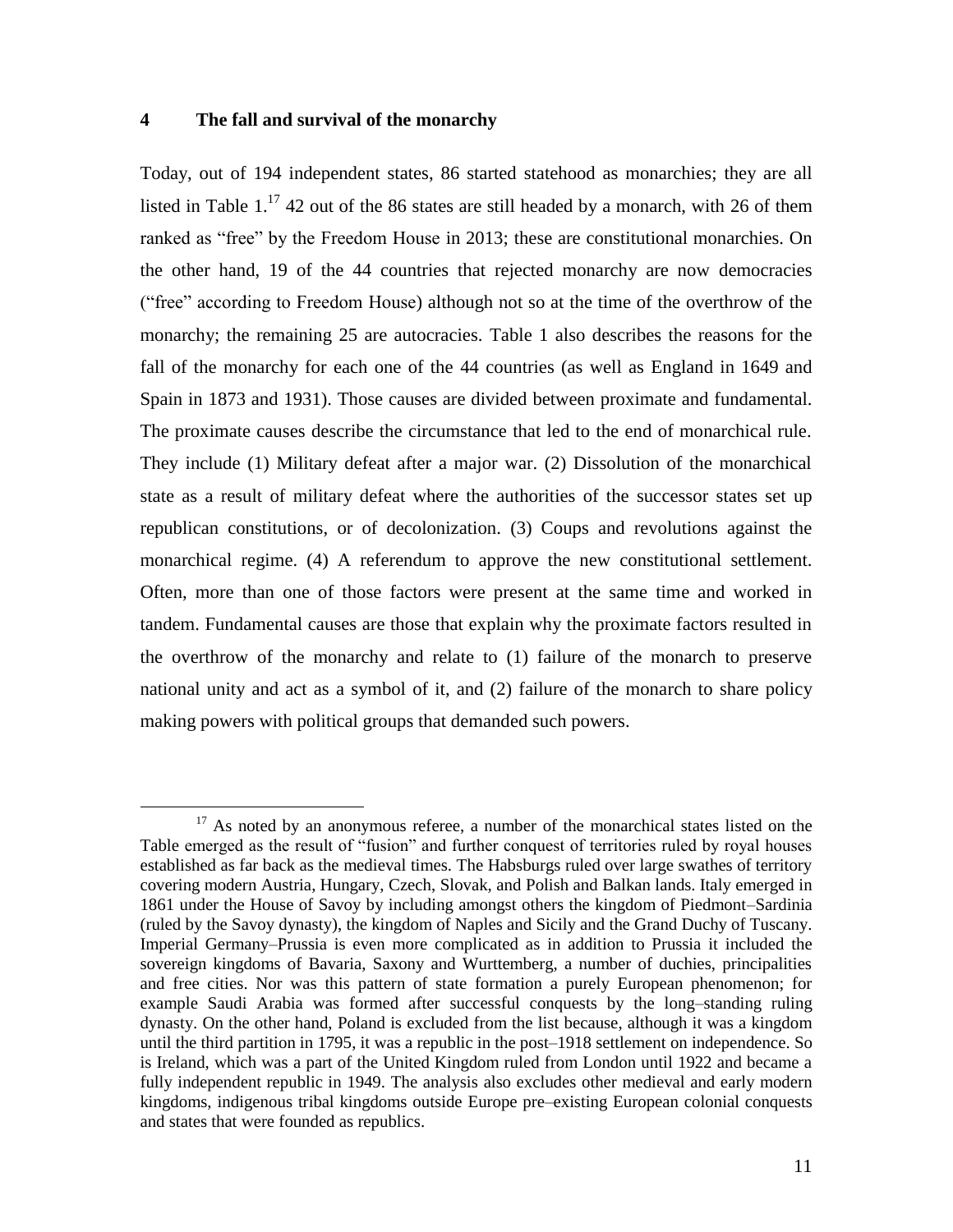## 4 The fall and survival of the monarchy

Today, out of 194 independent states, 86 started statehood as monarchies; they are all listed in Table 1.[17] 42 out of the 86 states are still headed by a monarch, with 26 of them ranked as "free" by the Freedom House in 2013; these are constitutional monarchies. On the other hand, 19 of the 44 countries that rejected monarchy are now democracies ("free" according to Freedom House) although not so at the time of the overthrow of the monarchy; the remaining 25 are autocracies. Table 1 also describes the reasons for the fall of the monarchy for each one of the 44 countries (as well as England in 1649 and Spain in 1873 and 1931). Those causes are divided between proximate and fundamental. The proximate causes describe the circumstance that led to the end of monarchical rule. They include (1) Military defeat after a major war. (2) Dissolution of the monarchical state as a result of military defeat where the authorities of the successor states set up republican constitutions, or of decolonization. (3) Coups and revolutions against the monarchical regime. (4) A referendum to approve the new constitutional settlement. Often, more than one of those factors were present at the same time and worked in tandem. Fundamental causes are those that explain why the proximate factors resulted in the overthrow of the monarchy and relate to (1) failure of the monarch to preserve national unity and act as a symbol of it, and (2) failure of the monarch to share policy making powers with political groups that demanded such powers.

---

[17] As noted by an anonymous referee, a number of the monarchical states listed on the Table emerged as the result of "fusion" and further conquest of territories ruled by royal houses established as far back as the medieval times. The Habsburgs ruled over large swathes of territory covering modern Austria, Hungary, Czech, Slovak, and Polish and Balkan lands. Italy emerged in 1861 under the House of Savoy by including amongst others the kingdom of Piedmont–Sardinia (ruled by the Savoy dynasty), the kingdom of Naples and Sicily and the Grand Duchy of Tuscany. Imperial Germany–Prussia is even more complicated as in addition to Prussia it included the sovereign kingdoms of Bavaria, Saxony and Wurttemberg, a number of duchies, principalities and free cities. Nor was this pattern of state formation a purely European phenomenon; for example Saudi Arabia was formed after successful conquests by the long–standing ruling dynasty. On the other hand, Poland is excluded from the list because, although it was a kingdom until the third partition in 1795, it was a republic in the post–1918 settlement on independence. So is Ireland, which was a part of the United Kingdom ruled from London until 1922 and became a fully independent republic in 1949. The analysis also excludes other medieval and early modern kingdoms, indigenous tribal kingdoms outside Europe pre–existing European colonial conquests and states that were founded as republics.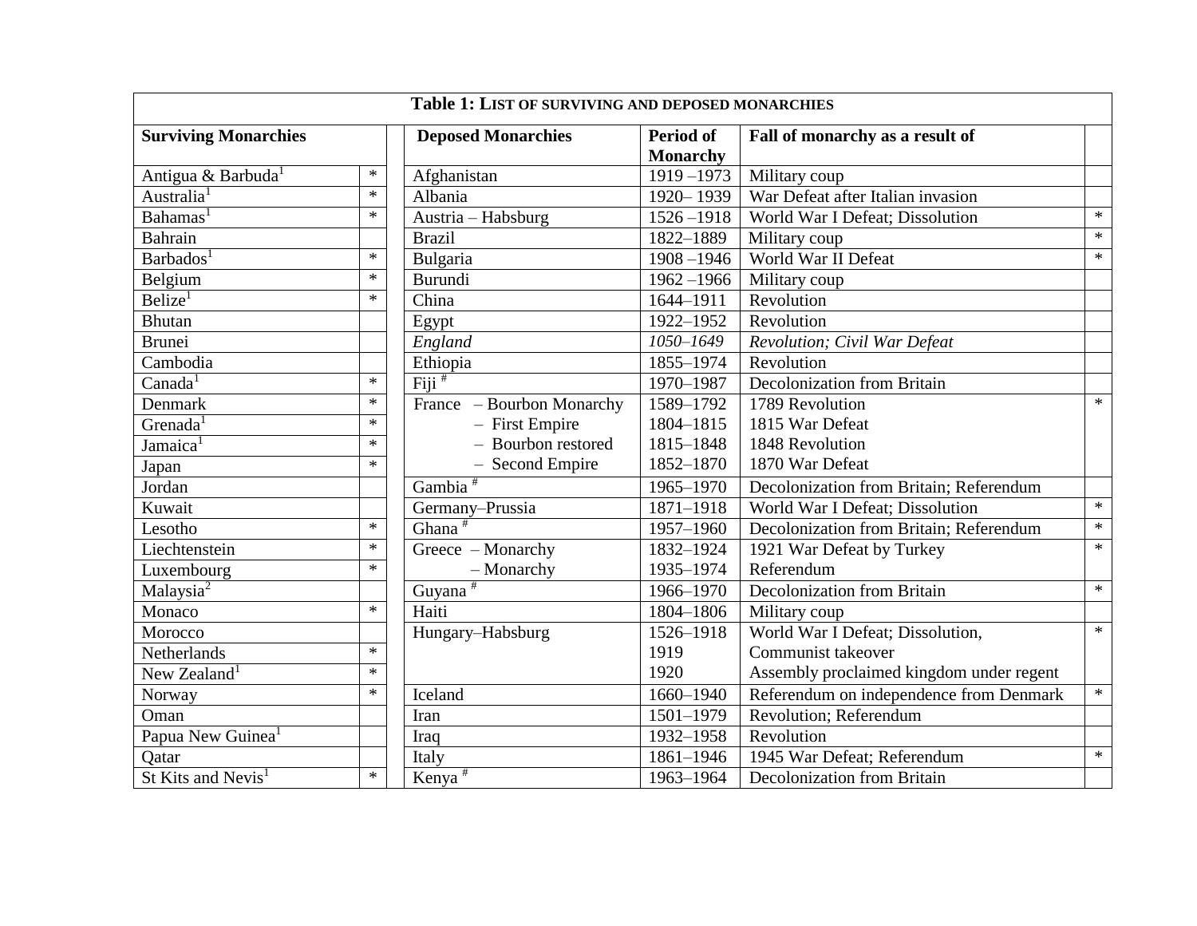**Table 1: List of surviving and deposed monarchies**

| Surviving Monarchies | | | Deposed Monarchies | Period of Monarchy | Fall of monarchy as a result of | |
|---|---|---|---|---|---|---|
| Antigua & Barbuda[1] | * | | Afghanistan | 1919 –1973 | Military coup | |
| Australia[1] | * | | Albania | 1920– 1939 | War Defeat after Italian invasion | |
| Bahamas[1] | * | | Austria – Habsburg | 1526 –1918 | World War I Defeat; Dissolution | * |
| Bahrain | | | Brazil | 1822–1889 | Military coup | * |
| Barbados[1] | * | | Bulgaria | 1908 –1946 | World War II Defeat | * |
| Belgium | * | | Burundi | 1962 –1966 | Military coup | |
| Belize[1] | * | | China | 1644–1911 | Revolution | |
| Bhutan | | | Egypt | 1922–1952 | Revolution | |
| Brunei | | | *England* | *1050–1649* | *Revolution; Civil War Defeat* | |
| Cambodia | | | Ethiopia | 1855–1974 | Revolution | |
| Canada[1] | * | | Fiji [#] | 1970–1987 | Decolonization from Britain | |
| Denmark | * | | France – Bourbon Monarchy | 1589–1792 | 1789 Revolution | * |
| Grenada[1] | * | | – First Empire | 1804–1815 | 1815 War Defeat | |
| Jamaica[1] | * | | – Bourbon restored | 1815–1848 | 1848 Revolution | |
| Japan | * | | – Second Empire | 1852–1870 | 1870 War Defeat | |
| Jordan | | | Gambia [#] | 1965–1970 | Decolonization from Britain; Referendum | |
| Kuwait | | | Germany–Prussia | 1871–1918 | World War I Defeat; Dissolution | * |
| Lesotho | * | | Ghana [#] | 1957–1960 | Decolonization from Britain; Referendum | * |
| Liechtenstein | * | | Greece – Monarchy | 1832–1924 | 1921 War Defeat by Turkey | * |
| Luxembourg | * | | – Monarchy | 1935–1974 | Referendum | |
| Malaysia[2] | | | Guyana [#] | 1966–1970 | Decolonization from Britain | * |
| Monaco | * | | Haiti | 1804–1806 | Military coup | |
| Morocco | | | Hungary–Habsburg | 1526–1918 | World War I Defeat; Dissolution, | * |
| Netherlands | * | | | 1919 | Communist takeover | |
| New Zealand[1] | * | | | 1920 | Assembly proclaimed kingdom under regent | |
| Norway | * | | Iceland | 1660–1940 | Referendum on independence from Denmark | * |
| Oman | | | Iran | 1501–1979 | Revolution; Referendum | |
| Papua New Guinea[1] | | | Iraq | 1932–1958 | Revolution | |
| Qatar | | | Italy | 1861–1946 | 1945 War Defeat; Referendum | * |
| St Kits and Nevis[1] | * | | Kenya [#] | 1963–1964 | Decolonization from Britain | |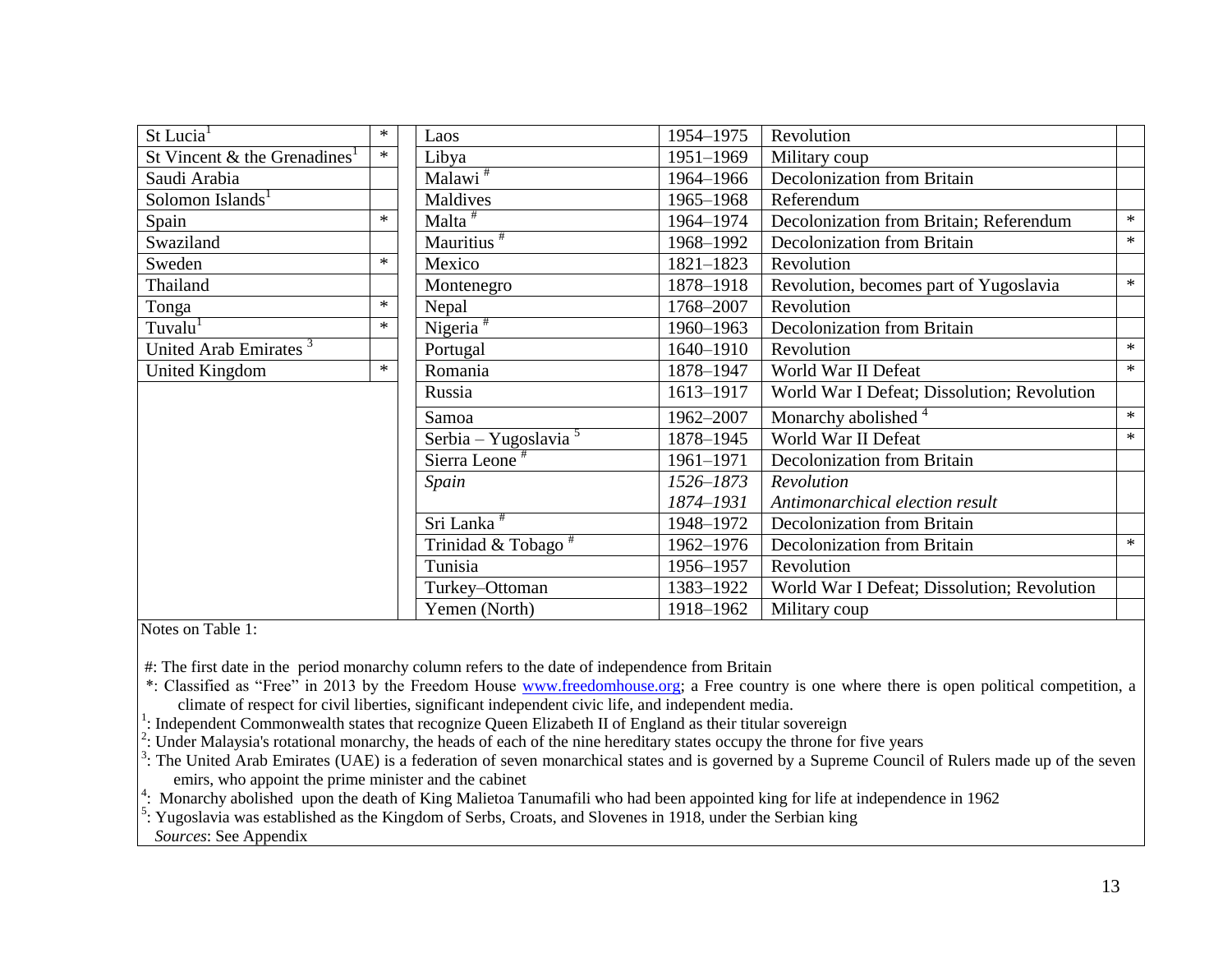| | | | | | | |
|---|---|---|---|---|---|---|
| St Lucia[1] | * | | Laos | 1954–1975 | Revolution | |
| St Vincent & the Grenadines[1] | * | | Libya | 1951–1969 | Military coup | |
| Saudi Arabia | | | Malawi # | 1964–1966 | Decolonization from Britain | |
| Solomon Islands[1] | | | Maldives | 1965–1968 | Referendum | |
| Spain | * | | Malta # | 1964–1974 | Decolonization from Britain; Referendum | * |
| Swaziland | | | Mauritius # | 1968–1992 | Decolonization from Britain | * |
| Sweden | * | | Mexico | 1821–1823 | Revolution | |
| Thailand | | | Montenegro | 1878–1918 | Revolution, becomes part of Yugoslavia | * |
| Tonga | * | | Nepal | 1768–2007 | Revolution | |
| Tuvalu[1] | * | | Nigeria # | 1960–1963 | Decolonization from Britain | |
| United Arab Emirates [3] | | | Portugal | 1640–1910 | Revolution | * |
| United Kingdom | * | | Romania | 1878–1947 | World War II Defeat | * |
| | | | Russia | 1613–1917 | World War I Defeat; Dissolution; Revolution | |
| | | | Samoa | 1962–2007 | Monarchy abolished [4] | * |
| | | | Serbia – Yugoslavia [5] | 1878–1945 | World War II Defeat | * |
| | | | Sierra Leone # | 1961–1971 | Decolonization from Britain | |
| | | | *Spain* | *1526–1873* <br> *1874–1931* | *Revolution* <br> *Antimonarchical election result* | |
| | | | Sri Lanka # | 1948–1972 | Decolonization from Britain | |
| | | | Trinidad & Tobago # | 1962–1976 | Decolonization from Britain | * |
| | | | Tunisia | 1956–1957 | Revolution | |
| | | | Turkey–Ottoman | 1383–1922 | World War I Defeat; Dissolution; Revolution | |
| | | | Yemen (North) | 1918–1962 | Military coup | |

Notes on Table 1:

#: The first date in the period monarchy column refers to the date of independence from Britain

*: Classified as "Free" in 2013 by the Freedom House www.freedomhouse.org; a Free country is one where there is open political competition, a climate of respect for civil liberties, significant independent civic life, and independent media.

[1]: Independent Commonwealth states that recognize Queen Elizabeth II of England as their titular sovereign

[2]: Under Malaysia's rotational monarchy, the heads of each of the nine hereditary states occupy the throne for five years

[3]: The United Arab Emirates (UAE) is a federation of seven monarchical states and is governed by a Supreme Council of Rulers made up of the seven emirs, who appoint the prime minister and the cabinet

[4]: Monarchy abolished upon the death of King Malietoa Tanumafili who had been appointed king for life at independence in 1962

[5]: Yugoslavia was established as the Kingdom of Serbs, Croats, and Slovenes in 1918, under the Serbian king

*Sources*: See Appendix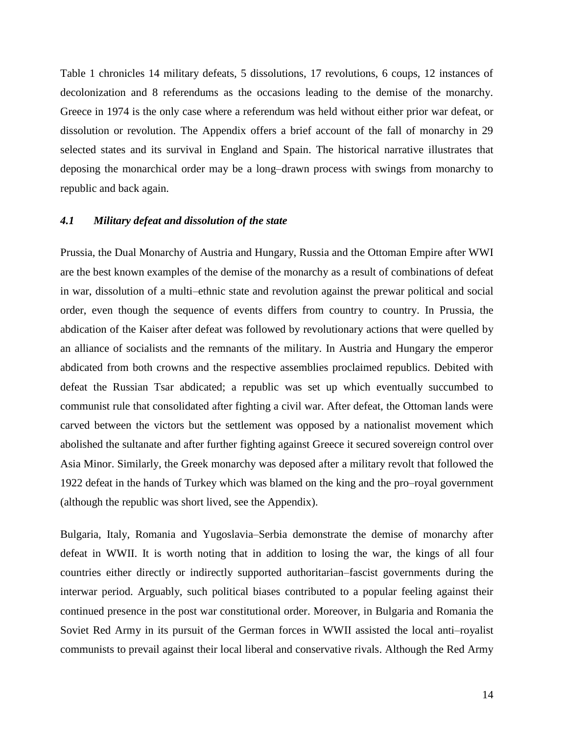Table 1 chronicles 14 military defeats, 5 dissolutions, 17 revolutions, 6 coups, 12 instances of decolonization and 8 referendums as the occasions leading to the demise of the monarchy. Greece in 1974 is the only case where a referendum was held without either prior war defeat, or dissolution or revolution. The Appendix offers a brief account of the fall of monarchy in 29 selected states and its survival in England and Spain. The historical narrative illustrates that deposing the monarchical order may be a long–drawn process with swings from monarchy to republic and back again.

### *4.1 Military defeat and dissolution of the state*

Prussia, the Dual Monarchy of Austria and Hungary, Russia and the Ottoman Empire after WWI are the best known examples of the demise of the monarchy as a result of combinations of defeat in war, dissolution of a multi–ethnic state and revolution against the prewar political and social order, even though the sequence of events differs from country to country. In Prussia, the abdication of the Kaiser after defeat was followed by revolutionary actions that were quelled by an alliance of socialists and the remnants of the military. In Austria and Hungary the emperor abdicated from both crowns and the respective assemblies proclaimed republics. Debited with defeat the Russian Tsar abdicated; a republic was set up which eventually succumbed to communist rule that consolidated after fighting a civil war. After defeat, the Ottoman lands were carved between the victors but the settlement was opposed by a nationalist movement which abolished the sultanate and after further fighting against Greece it secured sovereign control over Asia Minor. Similarly, the Greek monarchy was deposed after a military revolt that followed the 1922 defeat in the hands of Turkey which was blamed on the king and the pro–royal government (although the republic was short lived, see the Appendix).

Bulgaria, Italy, Romania and Yugoslavia–Serbia demonstrate the demise of monarchy after defeat in WWII. It is worth noting that in addition to losing the war, the kings of all four countries either directly or indirectly supported authoritarian–fascist governments during the interwar period. Arguably, such political biases contributed to a popular feeling against their continued presence in the post war constitutional order. Moreover, in Bulgaria and Romania the Soviet Red Army in its pursuit of the German forces in WWII assisted the local anti–royalist communists to prevail against their local liberal and conservative rivals. Although the Red Army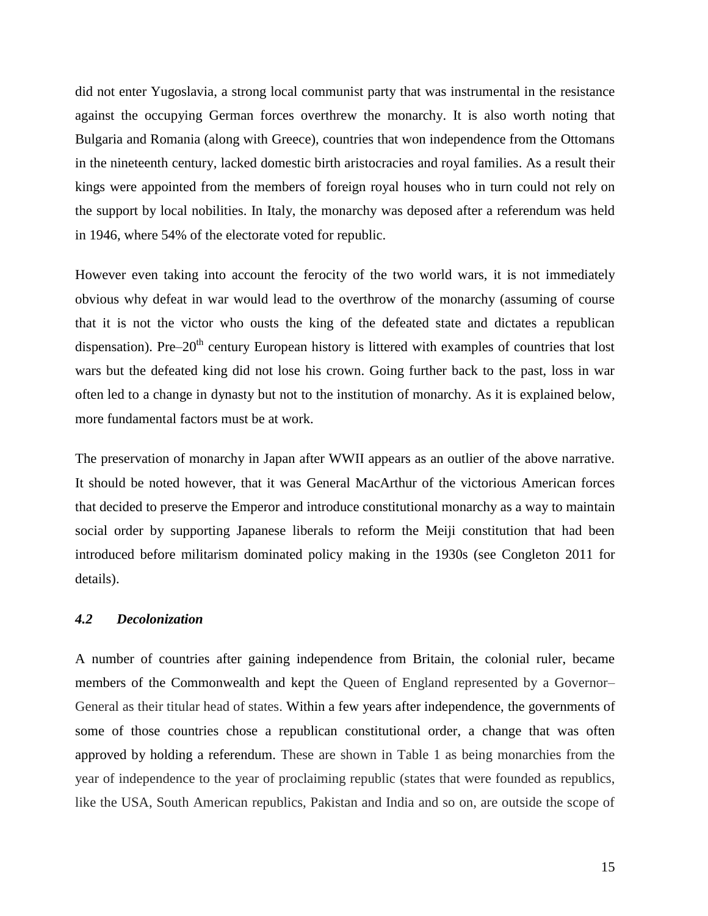did not enter Yugoslavia, a strong local communist party that was instrumental in the resistance against the occupying German forces overthrew the monarchy. It is also worth noting that Bulgaria and Romania (along with Greece), countries that won independence from the Ottomans in the nineteenth century, lacked domestic birth aristocracies and royal families. As a result their kings were appointed from the members of foreign royal houses who in turn could not rely on the support by local nobilities. In Italy, the monarchy was deposed after a referendum was held in 1946, where 54% of the electorate voted for republic.

However even taking into account the ferocity of the two world wars, it is not immediately obvious why defeat in war would lead to the overthrow of the monarchy (assuming of course that it is not the victor who ousts the king of the defeated state and dictates a republican dispensation). Pre–20th century European history is littered with examples of countries that lost wars but the defeated king did not lose his crown. Going further back to the past, loss in war often led to a change in dynasty but not to the institution of monarchy. As it is explained below, more fundamental factors must be at work.

The preservation of monarchy in Japan after WWII appears as an outlier of the above narrative. It should be noted however, that it was General MacArthur of the victorious American forces that decided to preserve the Emperor and introduce constitutional monarchy as a way to maintain social order by supporting Japanese liberals to reform the Meiji constitution that had been introduced before militarism dominated policy making in the 1930s (see Congleton 2011 for details).

### *4.2 Decolonization*

A number of countries after gaining independence from Britain, the colonial ruler, became members of the Commonwealth and kept the Queen of England represented by a Governor–General as their titular head of states. Within a few years after independence, the governments of some of those countries chose a republican constitutional order, a change that was often approved by holding a referendum. These are shown in Table 1 as being monarchies from the year of independence to the year of proclaiming republic (states that were founded as republics, like the USA, South American republics, Pakistan and India and so on, are outside the scope of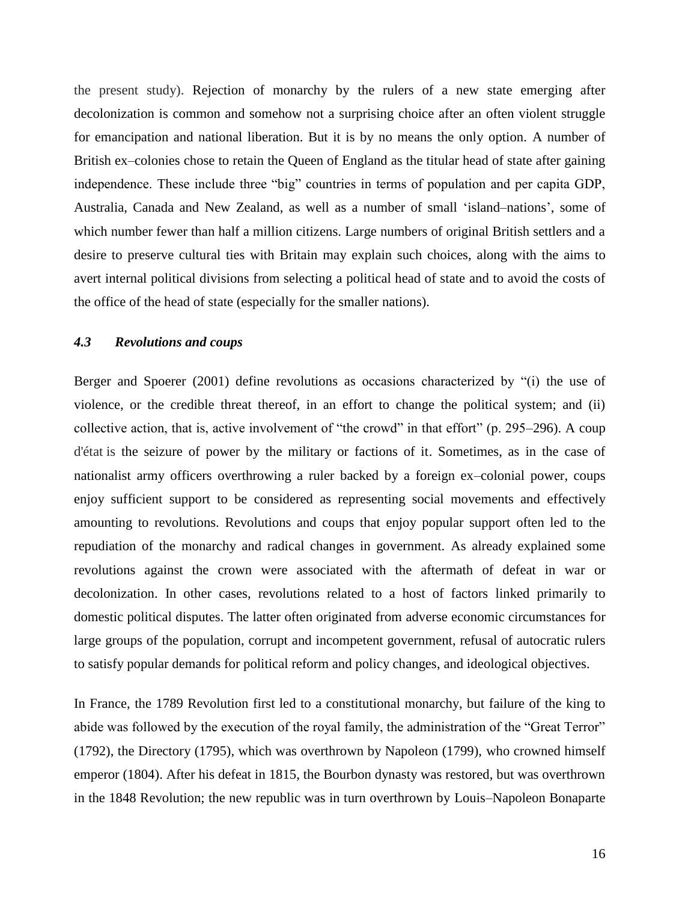the present study). Rejection of monarchy by the rulers of a new state emerging after decolonization is common and somehow not a surprising choice after an often violent struggle for emancipation and national liberation. But it is by no means the only option. A number of British ex–colonies chose to retain the Queen of England as the titular head of state after gaining independence. These include three "big" countries in terms of population and per capita GDP, Australia, Canada and New Zealand, as well as a number of small 'island–nations', some of which number fewer than half a million citizens. Large numbers of original British settlers and a desire to preserve cultural ties with Britain may explain such choices, along with the aims to avert internal political divisions from selecting a political head of state and to avoid the costs of the office of the head of state (especially for the smaller nations).

### *4.3 Revolutions and coups*

Berger and Spoerer (2001) define revolutions as occasions characterized by "(i) the use of violence, or the credible threat thereof, in an effort to change the political system; and (ii) collective action, that is, active involvement of "the crowd" in that effort" (p. 295–296). A coup d'état is the seizure of power by the military or factions of it. Sometimes, as in the case of nationalist army officers overthrowing a ruler backed by a foreign ex–colonial power, coups enjoy sufficient support to be considered as representing social movements and effectively amounting to revolutions. Revolutions and coups that enjoy popular support often led to the repudiation of the monarchy and radical changes in government. As already explained some revolutions against the crown were associated with the aftermath of defeat in war or decolonization. In other cases, revolutions related to a host of factors linked primarily to domestic political disputes. The latter often originated from adverse economic circumstances for large groups of the population, corrupt and incompetent government, refusal of autocratic rulers to satisfy popular demands for political reform and policy changes, and ideological objectives.

In France, the 1789 Revolution first led to a constitutional monarchy, but failure of the king to abide was followed by the execution of the royal family, the administration of the "Great Terror" (1792), the Directory (1795), which was overthrown by Napoleon (1799), who crowned himself emperor (1804). After his defeat in 1815, the Bourbon dynasty was restored, but was overthrown in the 1848 Revolution; the new republic was in turn overthrown by Louis–Napoleon Bonaparte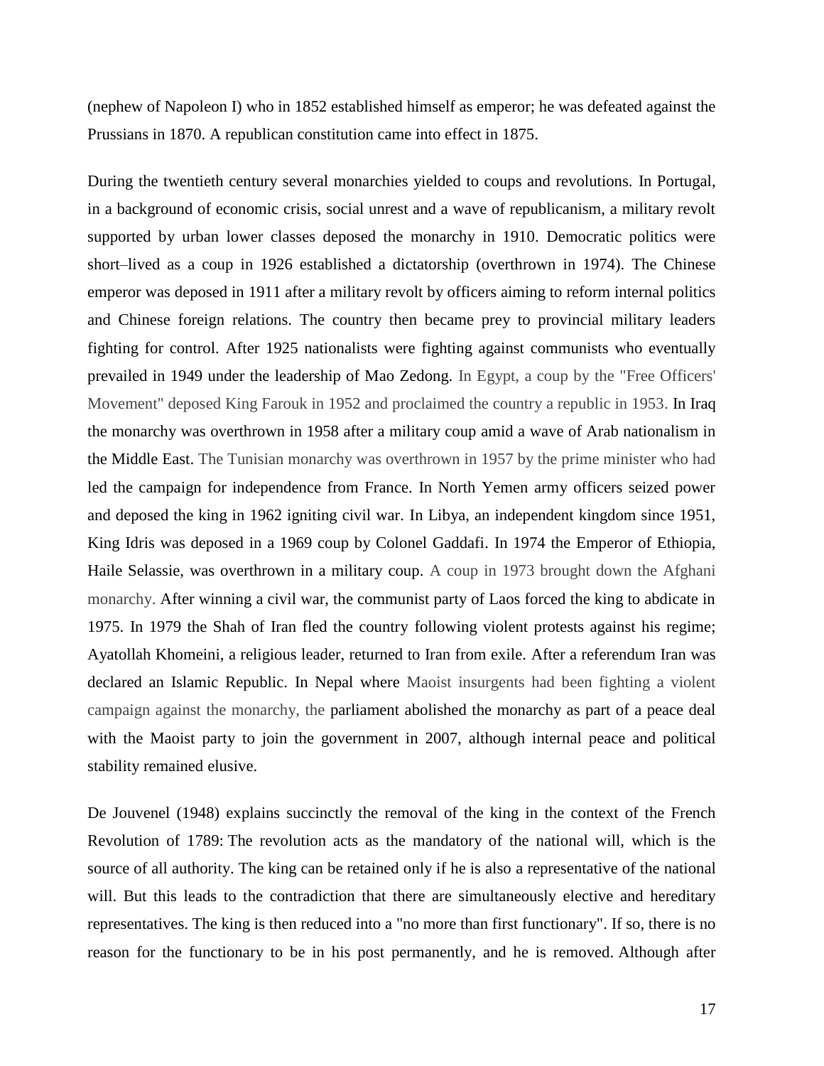(nephew of Napoleon I) who in 1852 established himself as emperor; he was defeated against the Prussians in 1870. A republican constitution came into effect in 1875.

During the twentieth century several monarchies yielded to coups and revolutions. In Portugal, in a background of economic crisis, social unrest and a wave of republicanism, a military revolt supported by urban lower classes deposed the monarchy in 1910. Democratic politics were short–lived as a coup in 1926 established a dictatorship (overthrown in 1974). The Chinese emperor was deposed in 1911 after a military revolt by officers aiming to reform internal politics and Chinese foreign relations. The country then became prey to provincial military leaders fighting for control. After 1925 nationalists were fighting against communists who eventually prevailed in 1949 under the leadership of Mao Zedong. In Egypt, a coup by the "Free Officers' Movement" deposed King Farouk in 1952 and proclaimed the country a republic in 1953. In Iraq the monarchy was overthrown in 1958 after a military coup amid a wave of Arab nationalism in the Middle East. The Tunisian monarchy was overthrown in 1957 by the prime minister who had led the campaign for independence from France. In North Yemen army officers seized power and deposed the king in 1962 igniting civil war. In Libya, an independent kingdom since 1951, King Idris was deposed in a 1969 coup by Colonel Gaddafi. In 1974 the Emperor of Ethiopia, Haile Selassie, was overthrown in a military coup. A coup in 1973 brought down the Afghani monarchy. After winning a civil war, the communist party of Laos forced the king to abdicate in 1975. In 1979 the Shah of Iran fled the country following violent protests against his regime; Ayatollah Khomeini, a religious leader, returned to Iran from exile. After a referendum Iran was declared an Islamic Republic. In Nepal where Maoist insurgents had been fighting a violent campaign against the monarchy, the parliament abolished the monarchy as part of a peace deal with the Maoist party to join the government in 2007, although internal peace and political stability remained elusive.

De Jouvenel (1948) explains succinctly the removal of the king in the context of the French Revolution of 1789: The revolution acts as the mandatory of the national will, which is the source of all authority. The king can be retained only if he is also a representative of the national will. But this leads to the contradiction that there are simultaneously elective and hereditary representatives. The king is then reduced into a "no more than first functionary". If so, there is no reason for the functionary to be in his post permanently, and he is removed. Although after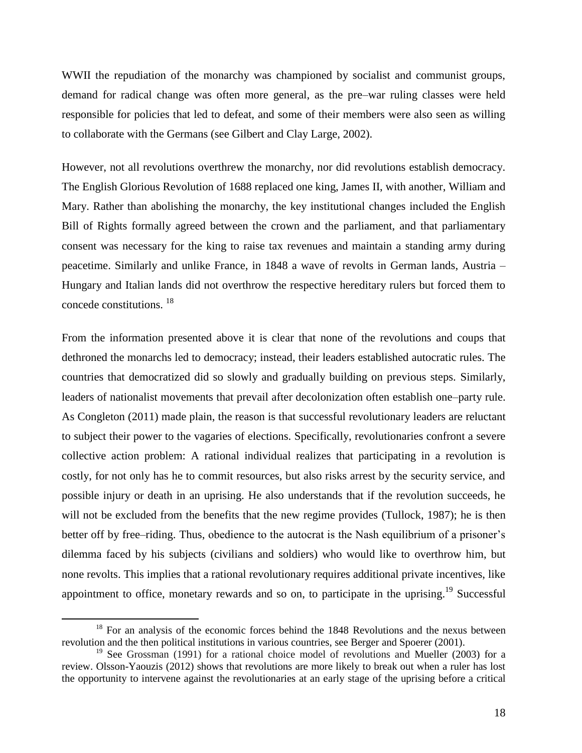WWII the repudiation of the monarchy was championed by socialist and communist groups, demand for radical change was often more general, as the pre–war ruling classes were held responsible for policies that led to defeat, and some of their members were also seen as willing to collaborate with the Germans (see Gilbert and Clay Large, 2002).

However, not all revolutions overthrew the monarchy, nor did revolutions establish democracy. The English Glorious Revolution of 1688 replaced one king, James II, with another, William and Mary. Rather than abolishing the monarchy, the key institutional changes included the English Bill of Rights formally agreed between the crown and the parliament, and that parliamentary consent was necessary for the king to raise tax revenues and maintain a standing army during peacetime. Similarly and unlike France, in 1848 a wave of revolts in German lands, Austria – Hungary and Italian lands did not overthrow the respective hereditary rulers but forced them to concede constitutions. [18]

From the information presented above it is clear that none of the revolutions and coups that dethroned the monarchs led to democracy; instead, their leaders established autocratic rules. The countries that democratized did so slowly and gradually building on previous steps. Similarly, leaders of nationalist movements that prevail after decolonization often establish one–party rule. As Congleton (2011) made plain, the reason is that successful revolutionary leaders are reluctant to subject their power to the vagaries of elections. Specifically, revolutionaries confront a severe collective action problem: A rational individual realizes that participating in a revolution is costly, for not only has he to commit resources, but also risks arrest by the security service, and possible injury or death in an uprising. He also understands that if the revolution succeeds, he will not be excluded from the benefits that the new regime provides (Tullock, 1987); he is then better off by free–riding. Thus, obedience to the autocrat is the Nash equilibrium of a prisoner's dilemma faced by his subjects (civilians and soldiers) who would like to overthrow him, but none revolts. This implies that a rational revolutionary requires additional private incentives, like appointment to office, monetary rewards and so on, to participate in the uprising.[19] Successful

---

[18] For an analysis of the economic forces behind the 1848 Revolutions and the nexus between revolution and the then political institutions in various countries, see Berger and Spoerer (2001).

[19] See Grossman (1991) for a rational choice model of revolutions and Mueller (2003) for a review. Olsson-Yaouzis (2012) shows that revolutions are more likely to break out when a ruler has lost the opportunity to intervene against the revolutionaries at an early stage of the uprising before a critical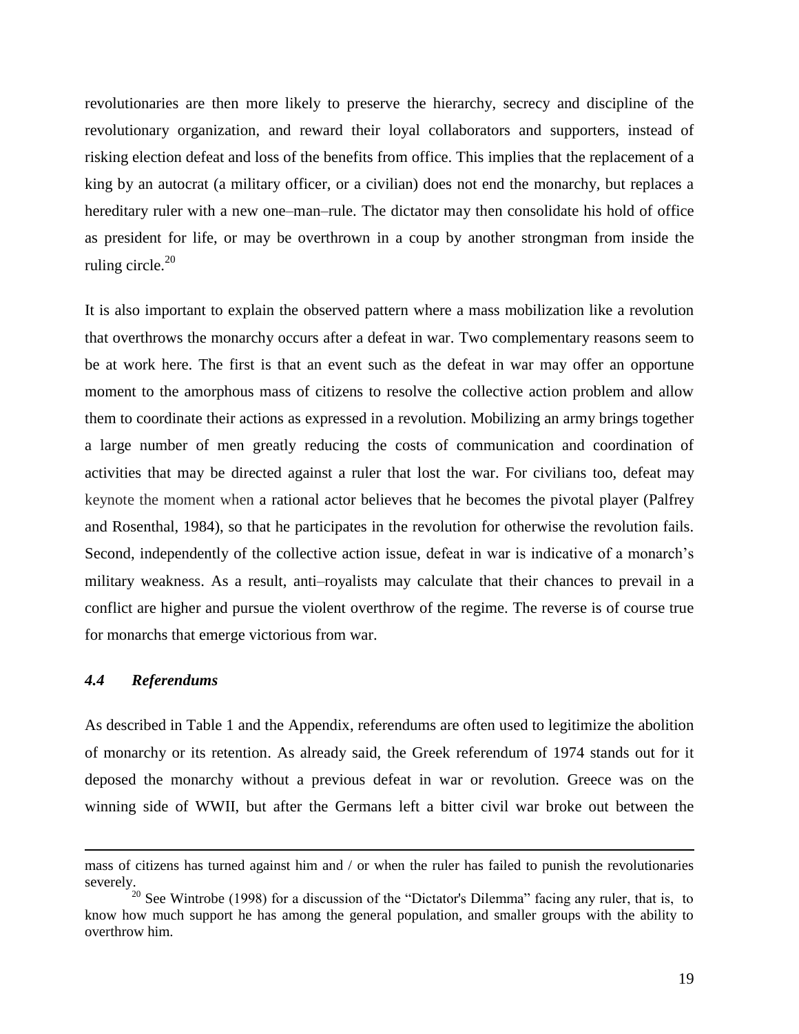revolutionaries are then more likely to preserve the hierarchy, secrecy and discipline of the revolutionary organization, and reward their loyal collaborators and supporters, instead of risking election defeat and loss of the benefits from office. This implies that the replacement of a king by an autocrat (a military officer, or a civilian) does not end the monarchy, but replaces a hereditary ruler with a new one–man–rule. The dictator may then consolidate his hold of office as president for life, or may be overthrown in a coup by another strongman from inside the ruling circle.[20]

It is also important to explain the observed pattern where a mass mobilization like a revolution that overthrows the monarchy occurs after a defeat in war. Two complementary reasons seem to be at work here. The first is that an event such as the defeat in war may offer an opportune moment to the amorphous mass of citizens to resolve the collective action problem and allow them to coordinate their actions as expressed in a revolution. Mobilizing an army brings together a large number of men greatly reducing the costs of communication and coordination of activities that may be directed against a ruler that lost the war. For civilians too, defeat may keynote the moment when a rational actor believes that he becomes the pivotal player (Palfrey and Rosenthal, 1984), so that he participates in the revolution for otherwise the revolution fails. Second, independently of the collective action issue, defeat in war is indicative of a monarch's military weakness. As a result, anti–royalists may calculate that their chances to prevail in a conflict are higher and pursue the violent overthrow of the regime. The reverse is of course true for monarchs that emerge victorious from war.

### *4.4 Referendums*

As described in Table 1 and the Appendix, referendums are often used to legitimize the abolition of monarchy or its retention. As already said, the Greek referendum of 1974 stands out for it deposed the monarchy without a previous defeat in war or revolution. Greece was on the winning side of WWII, but after the Germans left a bitter civil war broke out between the

---

mass of citizens has turned against him and / or when the ruler has failed to punish the revolutionaries severely.

[20] See Wintrobe (1998) for a discussion of the "Dictator's Dilemma" facing any ruler, that is, to know how much support he has among the general population, and smaller groups with the ability to overthrow him.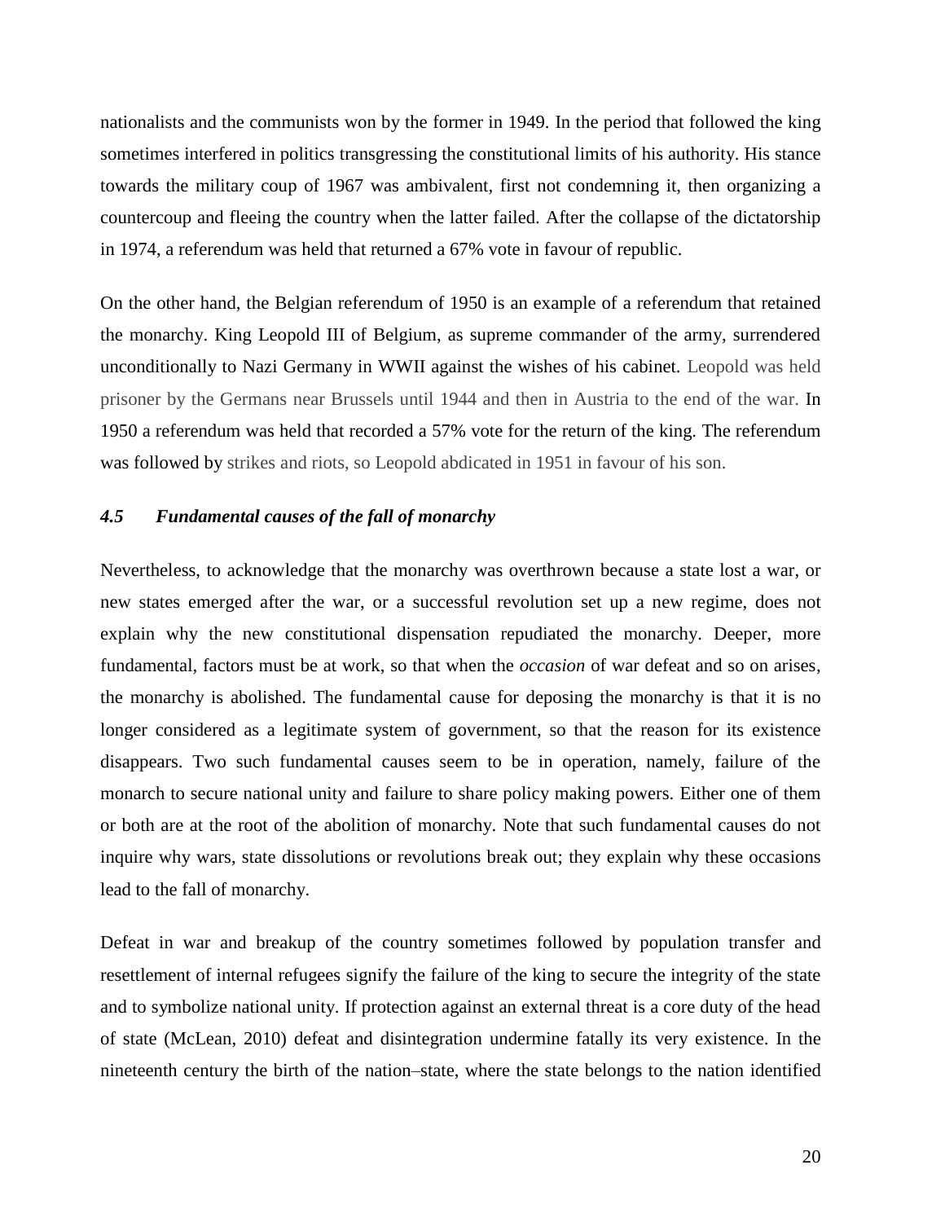nationalists and the communists won by the former in 1949. In the period that followed the king sometimes interfered in politics transgressing the constitutional limits of his authority. His stance towards the military coup of 1967 was ambivalent, first not condemning it, then organizing a countercoup and fleeing the country when the latter failed. After the collapse of the dictatorship in 1974, a referendum was held that returned a 67% vote in favour of republic.

On the other hand, the Belgian referendum of 1950 is an example of a referendum that retained the monarchy. King Leopold III of Belgium, as supreme commander of the army, surrendered unconditionally to Nazi Germany in WWII against the wishes of his cabinet. Leopold was held prisoner by the Germans near Brussels until 1944 and then in Austria to the end of the war. In 1950 a referendum was held that recorded a 57% vote for the return of the king. The referendum was followed by strikes and riots, so Leopold abdicated in 1951 in favour of his son.

### *4.5 Fundamental causes of the fall of monarchy*

Nevertheless, to acknowledge that the monarchy was overthrown because a state lost a war, or new states emerged after the war, or a successful revolution set up a new regime, does not explain why the new constitutional dispensation repudiated the monarchy. Deeper, more fundamental, factors must be at work, so that when the *occasion* of war defeat and so on arises, the monarchy is abolished. The fundamental cause for deposing the monarchy is that it is no longer considered as a legitimate system of government, so that the reason for its existence disappears. Two such fundamental causes seem to be in operation, namely, failure of the monarch to secure national unity and failure to share policy making powers. Either one of them or both are at the root of the abolition of monarchy. Note that such fundamental causes do not inquire why wars, state dissolutions or revolutions break out; they explain why these occasions lead to the fall of monarchy.

Defeat in war and breakup of the country sometimes followed by population transfer and resettlement of internal refugees signify the failure of the king to secure the integrity of the state and to symbolize national unity. If protection against an external threat is a core duty of the head of state (McLean, 2010) defeat and disintegration undermine fatally its very existence. In the nineteenth century the birth of the nation–state, where the state belongs to the nation identified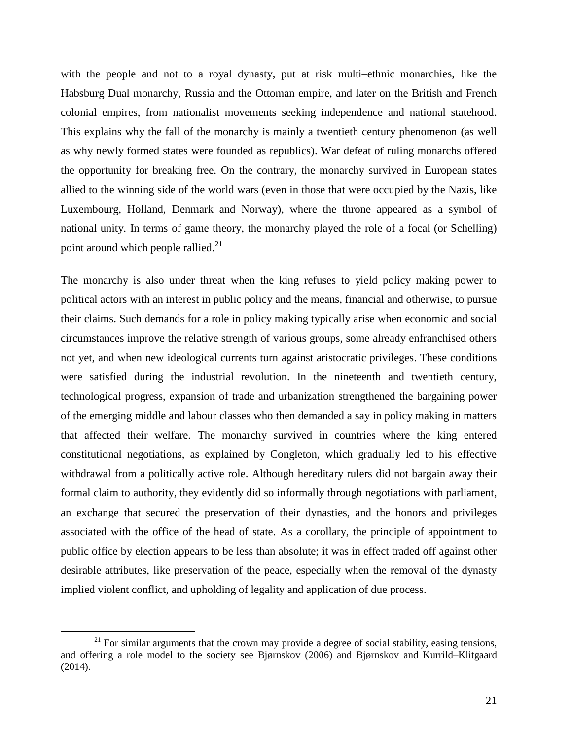with the people and not to a royal dynasty, put at risk multi–ethnic monarchies, like the Habsburg Dual monarchy, Russia and the Ottoman empire, and later on the British and French colonial empires, from nationalist movements seeking independence and national statehood. This explains why the fall of the monarchy is mainly a twentieth century phenomenon (as well as why newly formed states were founded as republics). War defeat of ruling monarchs offered the opportunity for breaking free. On the contrary, the monarchy survived in European states allied to the winning side of the world wars (even in those that were occupied by the Nazis, like Luxembourg, Holland, Denmark and Norway), where the throne appeared as a symbol of national unity. In terms of game theory, the monarchy played the role of a focal (or Schelling) point around which people rallied.[21]

The monarchy is also under threat when the king refuses to yield policy making power to political actors with an interest in public policy and the means, financial and otherwise, to pursue their claims. Such demands for a role in policy making typically arise when economic and social circumstances improve the relative strength of various groups, some already enfranchised others not yet, and when new ideological currents turn against aristocratic privileges. These conditions were satisfied during the industrial revolution. In the nineteenth and twentieth century, technological progress, expansion of trade and urbanization strengthened the bargaining power of the emerging middle and labour classes who then demanded a say in policy making in matters that affected their welfare. The monarchy survived in countries where the king entered constitutional negotiations, as explained by Congleton, which gradually led to his effective withdrawal from a politically active role. Although hereditary rulers did not bargain away their formal claim to authority, they evidently did so informally through negotiations with parliament, an exchange that secured the preservation of their dynasties, and the honors and privileges associated with the office of the head of state. As a corollary, the principle of appointment to public office by election appears to be less than absolute; it was in effect traded off against other desirable attributes, like preservation of the peace, especially when the removal of the dynasty implied violent conflict, and upholding of legality and application of due process.

---

[21] For similar arguments that the crown may provide a degree of social stability, easing tensions, and offering a role model to the society see Bjørnskov (2006) and Bjørnskov and Kurrild–Klitgaard (2014).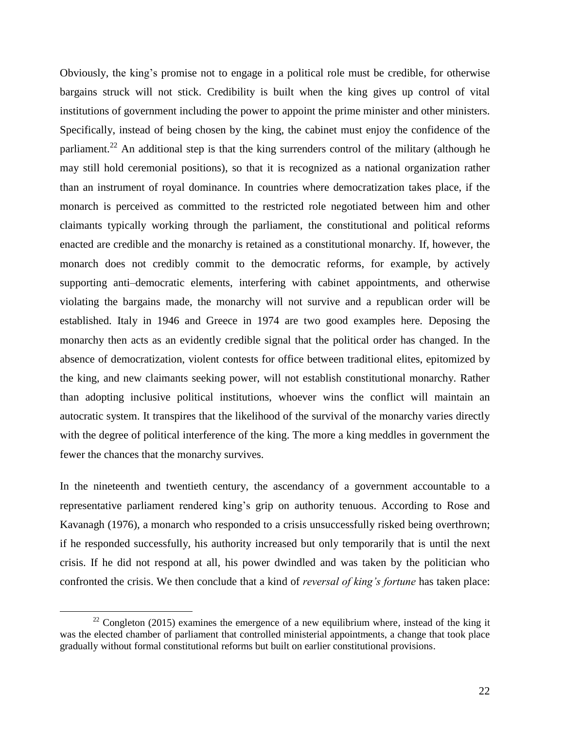Obviously, the king's promise not to engage in a political role must be credible, for otherwise bargains struck will not stick. Credibility is built when the king gives up control of vital institutions of government including the power to appoint the prime minister and other ministers. Specifically, instead of being chosen by the king, the cabinet must enjoy the confidence of the parliament.[22] An additional step is that the king surrenders control of the military (although he may still hold ceremonial positions), so that it is recognized as a national organization rather than an instrument of royal dominance. In countries where democratization takes place, if the monarch is perceived as committed to the restricted role negotiated between him and other claimants typically working through the parliament, the constitutional and political reforms enacted are credible and the monarchy is retained as a constitutional monarchy. If, however, the monarch does not credibly commit to the democratic reforms, for example, by actively supporting anti–democratic elements, interfering with cabinet appointments, and otherwise violating the bargains made, the monarchy will not survive and a republican order will be established. Italy in 1946 and Greece in 1974 are two good examples here. Deposing the monarchy then acts as an evidently credible signal that the political order has changed. In the absence of democratization, violent contests for office between traditional elites, epitomized by the king, and new claimants seeking power, will not establish constitutional monarchy. Rather than adopting inclusive political institutions, whoever wins the conflict will maintain an autocratic system. It transpires that the likelihood of the survival of the monarchy varies directly with the degree of political interference of the king. The more a king meddles in government the fewer the chances that the monarchy survives.

In the nineteenth and twentieth century, the ascendancy of a government accountable to a representative parliament rendered king's grip on authority tenuous. According to Rose and Kavanagh (1976), a monarch who responded to a crisis unsuccessfully risked being overthrown; if he responded successfully, his authority increased but only temporarily that is until the next crisis. If he did not respond at all, his power dwindled and was taken by the politician who confronted the crisis. We then conclude that a kind of *reversal of king's fortune* has taken place:

---

[22] Congleton (2015) examines the emergence of a new equilibrium where, instead of the king it was the elected chamber of parliament that controlled ministerial appointments, a change that took place gradually without formal constitutional reforms but built on earlier constitutional provisions.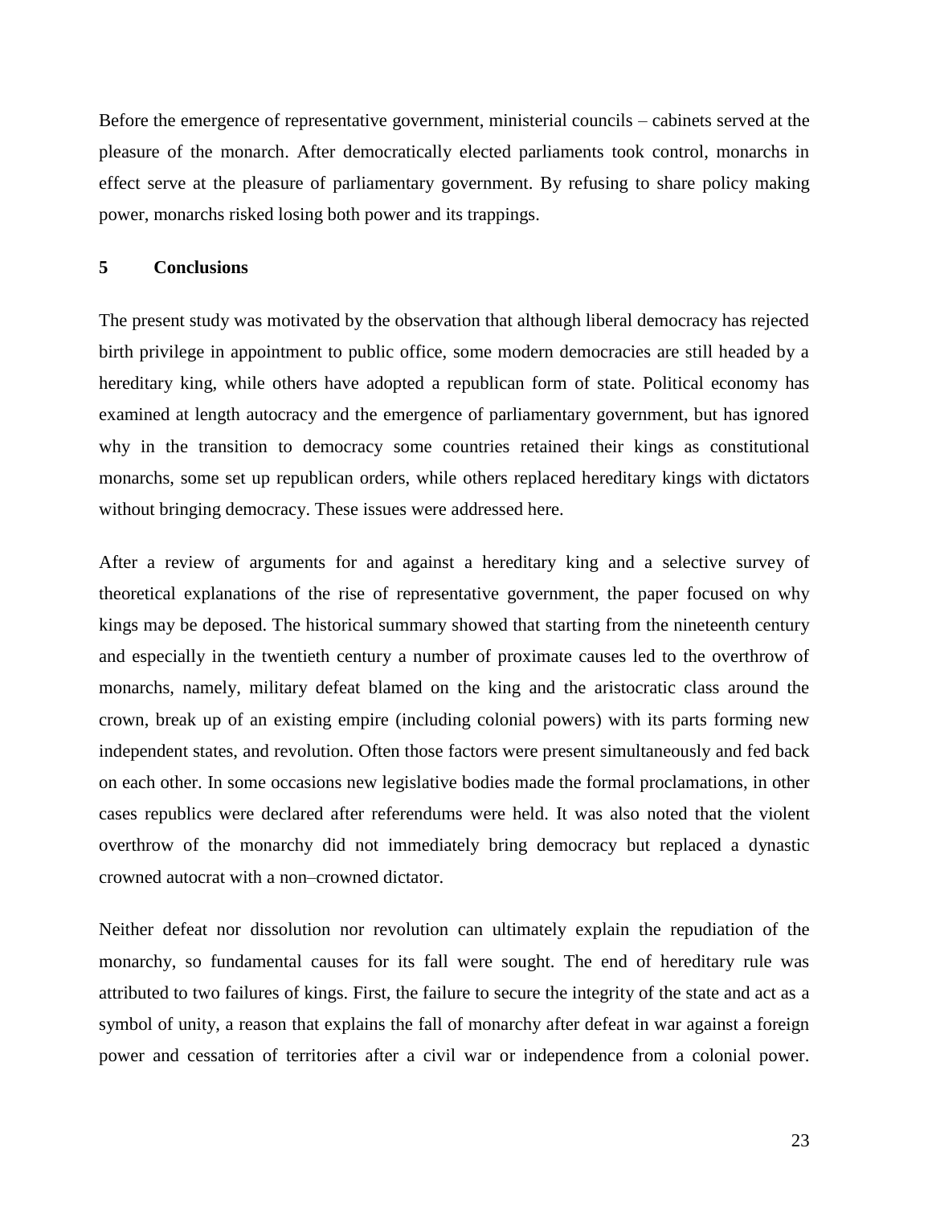Before the emergence of representative government, ministerial councils – cabinets served at the pleasure of the monarch. After democratically elected parliaments took control, monarchs in effect serve at the pleasure of parliamentary government. By refusing to share policy making power, monarchs risked losing both power and its trappings.

## 5 Conclusions

The present study was motivated by the observation that although liberal democracy has rejected birth privilege in appointment to public office, some modern democracies are still headed by a hereditary king, while others have adopted a republican form of state. Political economy has examined at length autocracy and the emergence of parliamentary government, but has ignored why in the transition to democracy some countries retained their kings as constitutional monarchs, some set up republican orders, while others replaced hereditary kings with dictators without bringing democracy. These issues were addressed here.

After a review of arguments for and against a hereditary king and a selective survey of theoretical explanations of the rise of representative government, the paper focused on why kings may be deposed. The historical summary showed that starting from the nineteenth century and especially in the twentieth century a number of proximate causes led to the overthrow of monarchs, namely, military defeat blamed on the king and the aristocratic class around the crown, break up of an existing empire (including colonial powers) with its parts forming new independent states, and revolution. Often those factors were present simultaneously and fed back on each other. In some occasions new legislative bodies made the formal proclamations, in other cases republics were declared after referendums were held. It was also noted that the violent overthrow of the monarchy did not immediately bring democracy but replaced a dynastic crowned autocrat with a non–crowned dictator.

Neither defeat nor dissolution nor revolution can ultimately explain the repudiation of the monarchy, so fundamental causes for its fall were sought. The end of hereditary rule was attributed to two failures of kings. First, the failure to secure the integrity of the state and act as a symbol of unity, a reason that explains the fall of monarchy after defeat in war against a foreign power and cessation of territories after a civil war or independence from a colonial power.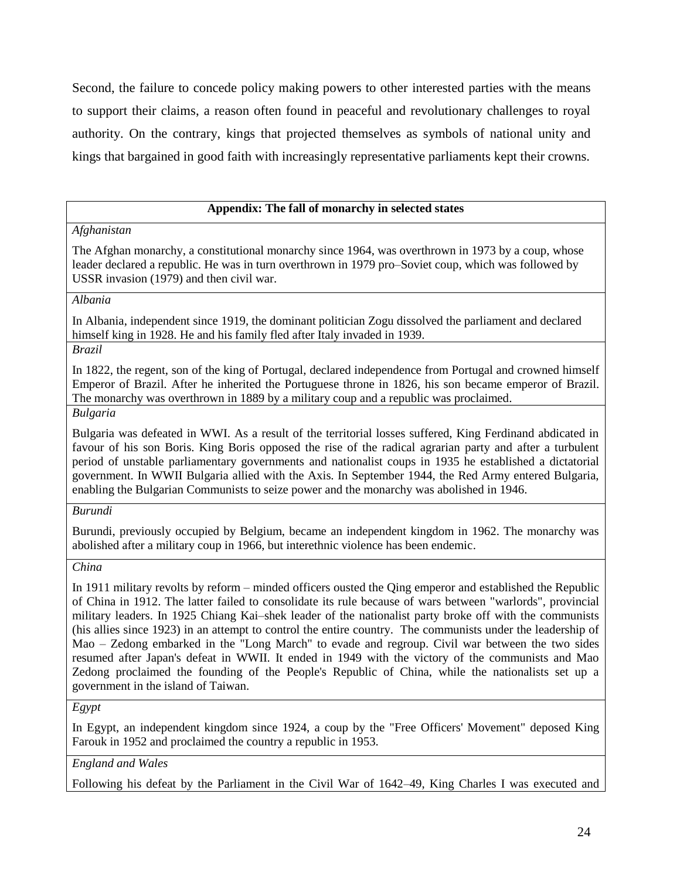Second, the failure to concede policy making powers to other interested parties with the means to support their claims, a reason often found in peaceful and revolutionary challenges to royal authority. On the contrary, kings that projected themselves as symbols of national unity and kings that bargained in good faith with increasingly representative parliaments kept their crowns.

| **Appendix: The fall of monarchy in selected states** |
|---|
| *Afghanistan* |
| The Afghan monarchy, a constitutional monarchy since 1964, was overthrown in 1973 by a coup, whose leader declared a republic. He was in turn overthrown in 1979 pro–Soviet coup, which was followed by USSR invasion (1979) and then civil war. |
| *Albania* |
| In Albania, independent since 1919, the dominant politician Zogu dissolved the parliament and declared himself king in 1928. He and his family fled after Italy invaded in 1939. |
| *Brazil* |
| In 1822, the regent, son of the king of Portugal, declared independence from Portugal and crowned himself Emperor of Brazil. After he inherited the Portuguese throne in 1826, his son became emperor of Brazil. The monarchy was overthrown in 1889 by a military coup and a republic was proclaimed. |
| *Bulgaria* |
| Bulgaria was defeated in WWI. As a result of the territorial losses suffered, King Ferdinand abdicated in favour of his son Boris. King Boris opposed the rise of the radical agrarian party and after a turbulent period of unstable parliamentary governments and nationalist coups in 1935 he established a dictatorial government. In WWII Bulgaria allied with the Axis. In September 1944, the Red Army entered Bulgaria, enabling the Bulgarian Communists to seize power and the monarchy was abolished in 1946. |
| *Burundi* |
| Burundi, previously occupied by Belgium, became an independent kingdom in 1962. The monarchy was abolished after a military coup in 1966, but interethnic violence has been endemic. |
| *China* |
| In 1911 military revolts by reform – minded officers ousted the Qing emperor and established the Republic of China in 1912. The latter failed to consolidate its rule because of wars between "warlords", provincial military leaders. In 1925 Chiang Kai–shek leader of the nationalist party broke off with the communists (his allies since 1923) in an attempt to control the entire country. The communists under the leadership of Mao – Zedong embarked in the "Long March" to evade and regroup. Civil war between the two sides resumed after Japan's defeat in WWII. It ended in 1949 with the victory of the communists and Mao Zedong proclaimed the founding of the People's Republic of China, while the nationalists set up a government in the island of Taiwan. |
| *Egypt* |
| In Egypt, an independent kingdom since 1924, a coup by the "Free Officers' Movement" deposed King Farouk in 1952 and proclaimed the country a republic in 1953. |
| *England and Wales* |
| Following his defeat by the Parliament in the Civil War of 1642–49, King Charles I was executed and |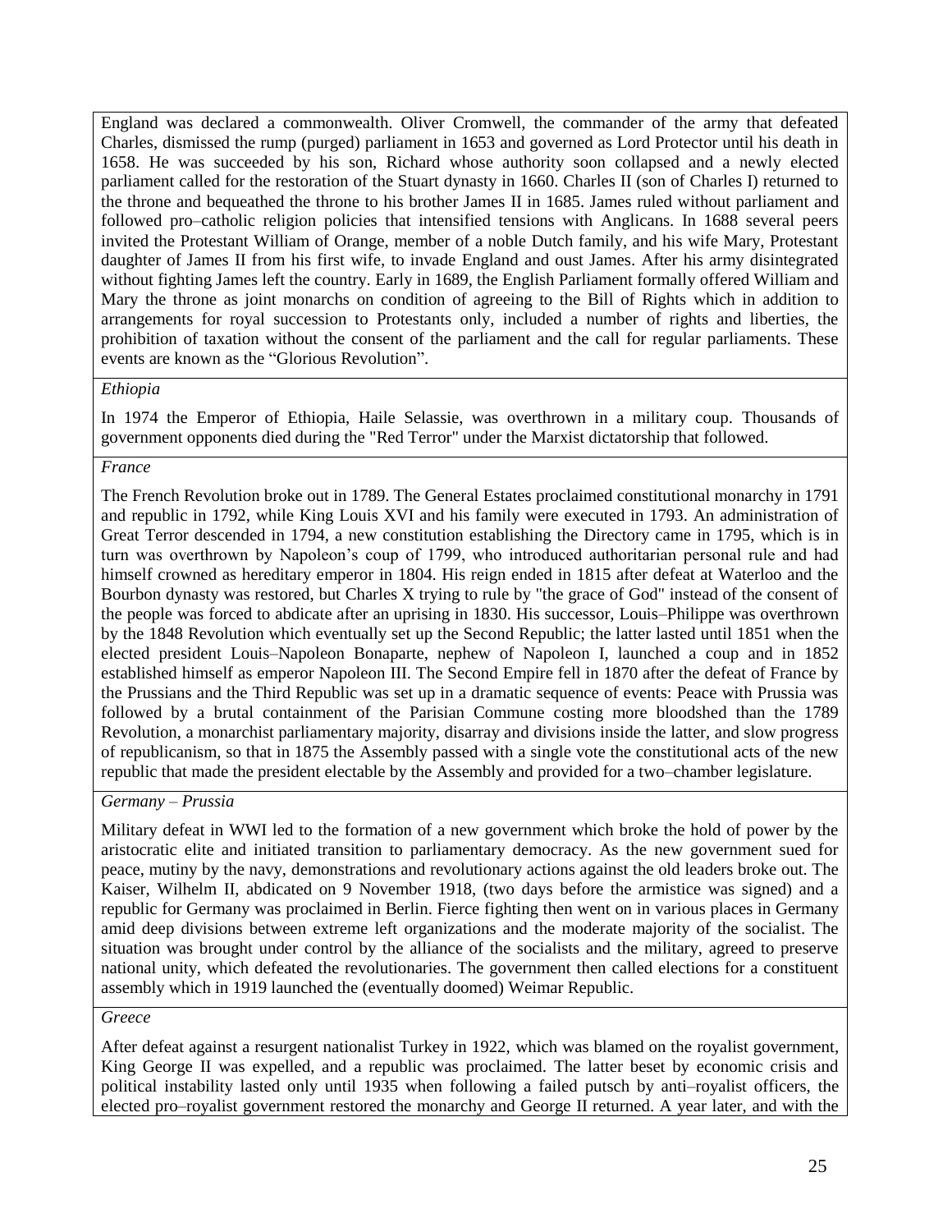England was declared a commonwealth. Oliver Cromwell, the commander of the army that defeated Charles, dismissed the rump (purged) parliament in 1653 and governed as Lord Protector until his death in 1658. He was succeeded by his son, Richard whose authority soon collapsed and a newly elected parliament called for the restoration of the Stuart dynasty in 1660. Charles II (son of Charles I) returned to the throne and bequeathed the throne to his brother James II in 1685. James ruled without parliament and followed pro–catholic religion policies that intensified tensions with Anglicans. In 1688 several peers invited the Protestant William of Orange, member of a noble Dutch family, and his wife Mary, Protestant daughter of James II from his first wife, to invade England and oust James. After his army disintegrated without fighting James left the country. Early in 1689, the English Parliament formally offered William and Mary the throne as joint monarchs on condition of agreeing to the Bill of Rights which in addition to arrangements for royal succession to Protestants only, included a number of rights and liberties, the prohibition of taxation without the consent of the parliament and the call for regular parliaments. These events are known as the "Glorious Revolution".

*Ethiopia*

In 1974 the Emperor of Ethiopia, Haile Selassie, was overthrown in a military coup. Thousands of government opponents died during the "Red Terror" under the Marxist dictatorship that followed.

*France*

The French Revolution broke out in 1789. The General Estates proclaimed constitutional monarchy in 1791 and republic in 1792, while King Louis XVI and his family were executed in 1793. An administration of Great Terror descended in 1794, a new constitution establishing the Directory came in 1795, which is in turn was overthrown by Napoleon's coup of 1799, who introduced authoritarian personal rule and had himself crowned as hereditary emperor in 1804. His reign ended in 1815 after defeat at Waterloo and the Bourbon dynasty was restored, but Charles X trying to rule by "the grace of God" instead of the consent of the people was forced to abdicate after an uprising in 1830. His successor, Louis–Philippe was overthrown by the 1848 Revolution which eventually set up the Second Republic; the latter lasted until 1851 when the elected president Louis–Napoleon Bonaparte, nephew of Napoleon I, launched a coup and in 1852 established himself as emperor Napoleon III. The Second Empire fell in 1870 after the defeat of France by the Prussians and the Third Republic was set up in a dramatic sequence of events: Peace with Prussia was followed by a brutal containment of the Parisian Commune costing more bloodshed than the 1789 Revolution, a monarchist parliamentary majority, disarray and divisions inside the latter, and slow progress of republicanism, so that in 1875 the Assembly passed with a single vote the constitutional acts of the new republic that made the president electable by the Assembly and provided for a two–chamber legislature.

*Germany – Prussia*

Military defeat in WWI led to the formation of a new government which broke the hold of power by the aristocratic elite and initiated transition to parliamentary democracy. As the new government sued for peace, mutiny by the navy, demonstrations and revolutionary actions against the old leaders broke out. The Kaiser, Wilhelm II, abdicated on 9 November 1918, (two days before the armistice was signed) and a republic for Germany was proclaimed in Berlin. Fierce fighting then went on in various places in Germany amid deep divisions between extreme left organizations and the moderate majority of the socialist. The situation was brought under control by the alliance of the socialists and the military, agreed to preserve national unity, which defeated the revolutionaries. The government then called elections for a constituent assembly which in 1919 launched the (eventually doomed) Weimar Republic.

*Greece*

After defeat against a resurgent nationalist Turkey in 1922, which was blamed on the royalist government, King George II was expelled, and a republic was proclaimed. The latter beset by economic crisis and political instability lasted only until 1935 when following a failed putsch by anti–royalist officers, the elected pro–royalist government restored the monarchy and George II returned. A year later, and with the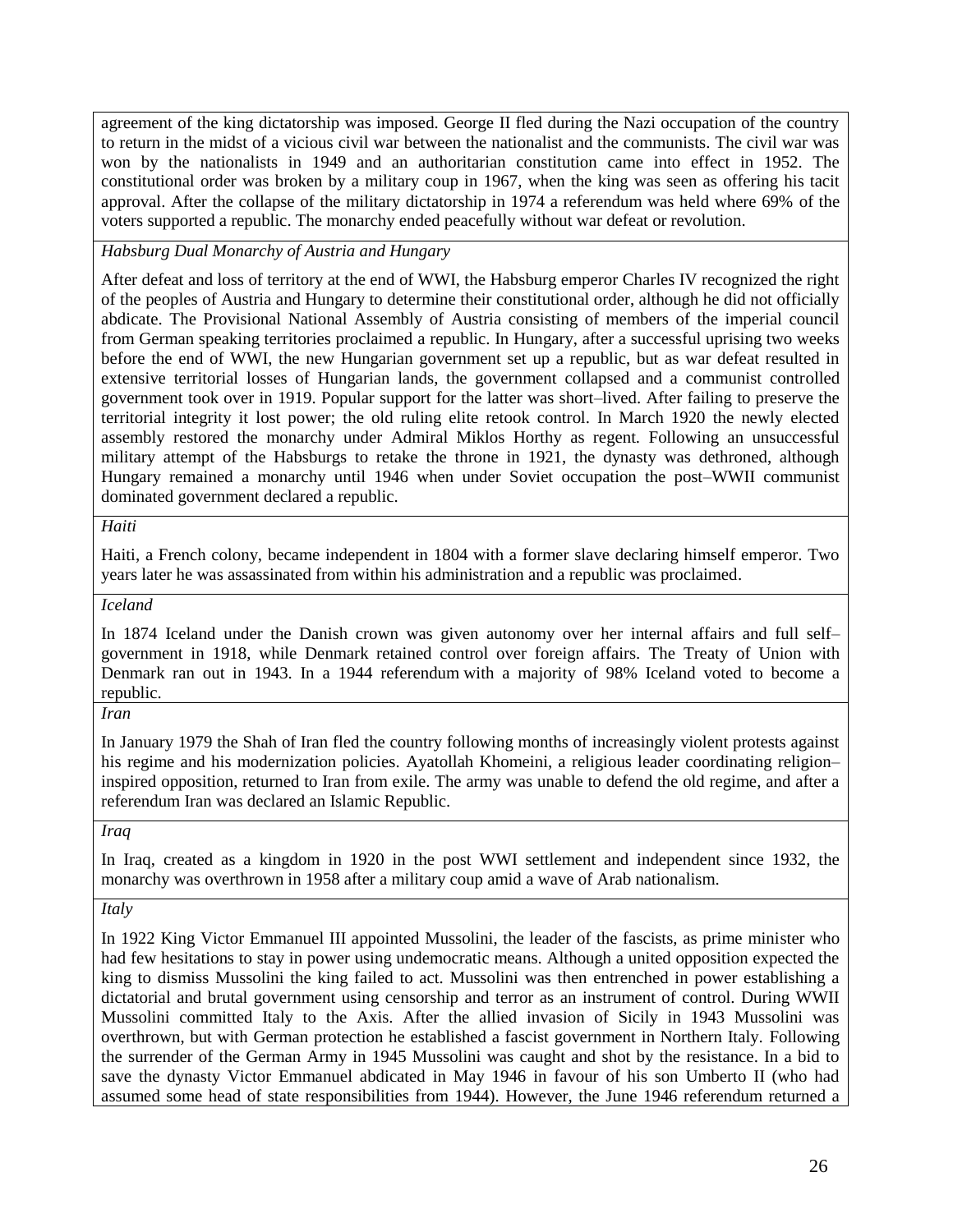agreement of the king dictatorship was imposed. George II fled during the Nazi occupation of the country to return in the midst of a vicious civil war between the nationalist and the communists. The civil war was won by the nationalists in 1949 and an authoritarian constitution came into effect in 1952. The constitutional order was broken by a military coup in 1967, when the king was seen as offering his tacit approval. After the collapse of the military dictatorship in 1974 a referendum was held where 69% of the voters supported a republic. The monarchy ended peacefully without war defeat or revolution.

*Habsburg Dual Monarchy of Austria and Hungary*

After defeat and loss of territory at the end of WWI, the Habsburg emperor Charles IV recognized the right of the peoples of Austria and Hungary to determine their constitutional order, although he did not officially abdicate. The Provisional National Assembly of Austria consisting of members of the imperial council from German speaking territories proclaimed a republic. In Hungary, after a successful uprising two weeks before the end of WWI, the new Hungarian government set up a republic, but as war defeat resulted in extensive territorial losses of Hungarian lands, the government collapsed and a communist controlled government took over in 1919. Popular support for the latter was short–lived. After failing to preserve the territorial integrity it lost power; the old ruling elite retook control. In March 1920 the newly elected assembly restored the monarchy under Admiral Miklos Horthy as regent. Following an unsuccessful military attempt of the Habsburgs to retake the throne in 1921, the dynasty was dethroned, although Hungary remained a monarchy until 1946 when under Soviet occupation the post–WWII communist dominated government declared a republic.

*Haiti*

Haiti, a French colony, became independent in 1804 with a former slave declaring himself emperor. Two years later he was assassinated from within his administration and a republic was proclaimed.

*Iceland*

In 1874 Iceland under the Danish crown was given autonomy over her internal affairs and full self–government in 1918, while Denmark retained control over foreign affairs. The Treaty of Union with Denmark ran out in 1943. In a 1944 referendum with a majority of 98% Iceland voted to become a republic.

*Iran*

In January 1979 the Shah of Iran fled the country following months of increasingly violent protests against his regime and his modernization policies. Ayatollah Khomeini, a religious leader coordinating religion–inspired opposition, returned to Iran from exile. The army was unable to defend the old regime, and after a referendum Iran was declared an Islamic Republic.

*Iraq*

In Iraq, created as a kingdom in 1920 in the post WWI settlement and independent since 1932, the monarchy was overthrown in 1958 after a military coup amid a wave of Arab nationalism.

*Italy*

In 1922 King Victor Emmanuel III appointed Mussolini, the leader of the fascists, as prime minister who had few hesitations to stay in power using undemocratic means. Although a united opposition expected the king to dismiss Mussolini the king failed to act. Mussolini was then entrenched in power establishing a dictatorial and brutal government using censorship and terror as an instrument of control. During WWII Mussolini committed Italy to the Axis. After the allied invasion of Sicily in 1943 Mussolini was overthrown, but with German protection he established a fascist government in Northern Italy. Following the surrender of the German Army in 1945 Mussolini was caught and shot by the resistance. In a bid to save the dynasty Victor Emmanuel abdicated in May 1946 in favour of his son Umberto II (who had assumed some head of state responsibilities from 1944). However, the June 1946 referendum returned a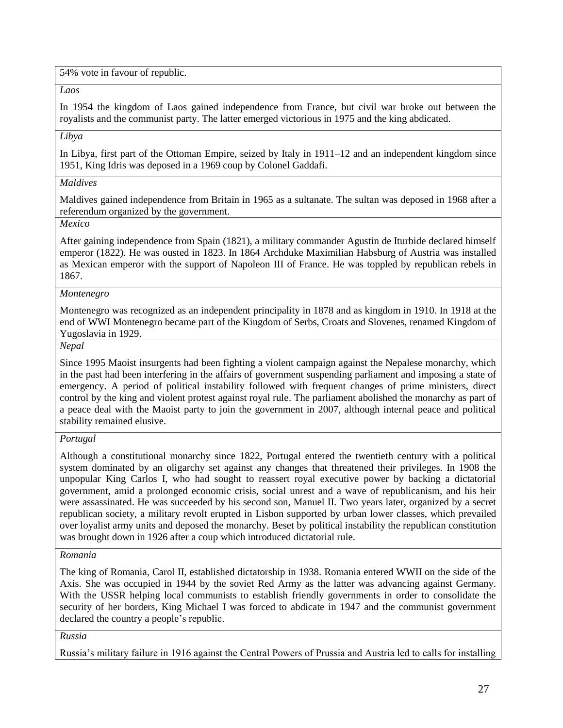54% vote in favour of republic.

*Laos*

In 1954 the kingdom of Laos gained independence from France, but civil war broke out between the royalists and the communist party. The latter emerged victorious in 1975 and the king abdicated.

*Libya*

In Libya, first part of the Ottoman Empire, seized by Italy in 1911–12 and an independent kingdom since 1951, King Idris was deposed in a 1969 coup by Colonel Gaddafi.

*Maldives*

Maldives gained independence from Britain in 1965 as a sultanate. The sultan was deposed in 1968 after a referendum organized by the government.

*Mexico*

After gaining independence from Spain (1821), a military commander Agustin de Iturbide declared himself emperor (1822). He was ousted in 1823. In 1864 Archduke Maximilian Habsburg of Austria was installed as Mexican emperor with the support of Napoleon III of France. He was toppled by republican rebels in 1867.

*Montenegro*

Montenegro was recognized as an independent principality in 1878 and as kingdom in 1910. In 1918 at the end of WWI Montenegro became part of the Kingdom of Serbs, Croats and Slovenes, renamed Kingdom of Yugoslavia in 1929.

*Nepal*

Since 1995 Maoist insurgents had been fighting a violent campaign against the Nepalese monarchy, which in the past had been interfering in the affairs of government suspending parliament and imposing a state of emergency. A period of political instability followed with frequent changes of prime ministers, direct control by the king and violent protest against royal rule. The parliament abolished the monarchy as part of a peace deal with the Maoist party to join the government in 2007, although internal peace and political stability remained elusive.

*Portugal*

Although a constitutional monarchy since 1822, Portugal entered the twentieth century with a political system dominated by an oligarchy set against any changes that threatened their privileges. In 1908 the unpopular King Carlos I, who had sought to reassert royal executive power by backing a dictatorial government, amid a prolonged economic crisis, social unrest and a wave of republicanism, and his heir were assassinated. He was succeeded by his second son, Manuel II. Two years later, organized by a secret republican society, a military revolt erupted in Lisbon supported by urban lower classes, which prevailed over loyalist army units and deposed the monarchy. Beset by political instability the republican constitution was brought down in 1926 after a coup which introduced dictatorial rule.

*Romania*

The king of Romania, Carol II, established dictatorship in 1938. Romania entered WWII on the side of the Axis. She was occupied in 1944 by the soviet Red Army as the latter was advancing against Germany. With the USSR helping local communists to establish friendly governments in order to consolidate the security of her borders, King Michael I was forced to abdicate in 1947 and the communist government declared the country a people's republic.

*Russia*

Russia's military failure in 1916 against the Central Powers of Prussia and Austria led to calls for installing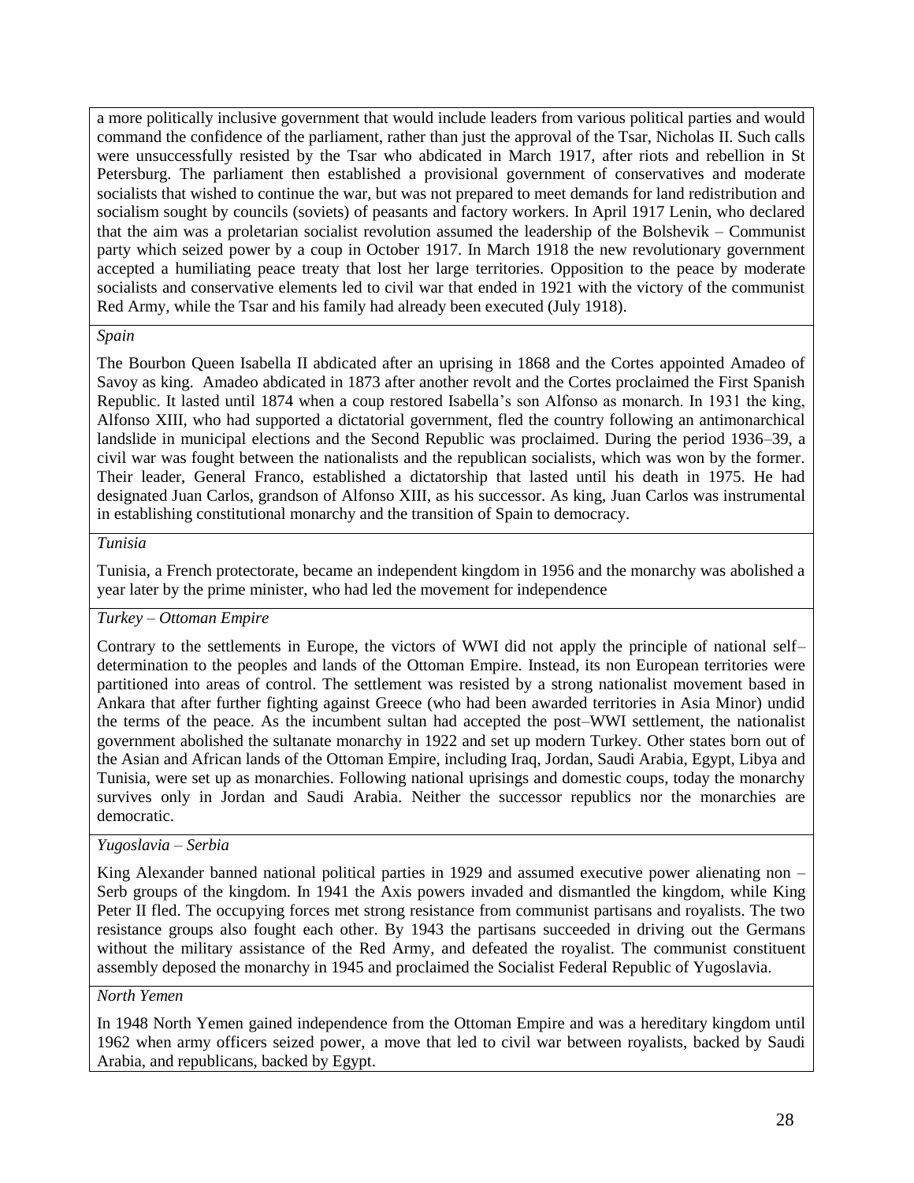a more politically inclusive government that would include leaders from various political parties and would command the confidence of the parliament, rather than just the approval of the Tsar, Nicholas II. Such calls were unsuccessfully resisted by the Tsar who abdicated in March 1917, after riots and rebellion in St Petersburg. The parliament then established a provisional government of conservatives and moderate socialists that wished to continue the war, but was not prepared to meet demands for land redistribution and socialism sought by councils (soviets) of peasants and factory workers. In April 1917 Lenin, who declared that the aim was a proletarian socialist revolution assumed the leadership of the Bolshevik – Communist party which seized power by a coup in October 1917. In March 1918 the new revolutionary government accepted a humiliating peace treaty that lost her large territories. Opposition to the peace by moderate socialists and conservative elements led to civil war that ended in 1921 with the victory of the communist Red Army, while the Tsar and his family had already been executed (July 1918).

*Spain*

The Bourbon Queen Isabella II abdicated after an uprising in 1868 and the Cortes appointed Amadeo of Savoy as king. Amadeo abdicated in 1873 after another revolt and the Cortes proclaimed the First Spanish Republic. It lasted until 1874 when a coup restored Isabella's son Alfonso as monarch. In 1931 the king, Alfonso XIII, who had supported a dictatorial government, fled the country following an antimonarchical landslide in municipal elections and the Second Republic was proclaimed. During the period 1936–39, a civil war was fought between the nationalists and the republican socialists, which was won by the former. Their leader, General Franco, established a dictatorship that lasted until his death in 1975. He had designated Juan Carlos, grandson of Alfonso XIII, as his successor. As king, Juan Carlos was instrumental in establishing constitutional monarchy and the transition of Spain to democracy.

*Tunisia*

Tunisia, a French protectorate, became an independent kingdom in 1956 and the monarchy was abolished a year later by the prime minister, who had led the movement for independence

*Turkey – Ottoman Empire*

Contrary to the settlements in Europe, the victors of WWI did not apply the principle of national self–determination to the peoples and lands of the Ottoman Empire. Instead, its non European territories were partitioned into areas of control. The settlement was resisted by a strong nationalist movement based in Ankara that after further fighting against Greece (who had been awarded territories in Asia Minor) undid the terms of the peace. As the incumbent sultan had accepted the post–WWI settlement, the nationalist government abolished the sultanate monarchy in 1922 and set up modern Turkey. Other states born out of the Asian and African lands of the Ottoman Empire, including Iraq, Jordan, Saudi Arabia, Egypt, Libya and Tunisia, were set up as monarchies. Following national uprisings and domestic coups, today the monarchy survives only in Jordan and Saudi Arabia. Neither the successor republics nor the monarchies are democratic.

*Yugoslavia – Serbia*

King Alexander banned national political parties in 1929 and assumed executive power alienating non – Serb groups of the kingdom. In 1941 the Axis powers invaded and dismantled the kingdom, while King Peter II fled. The occupying forces met strong resistance from communist partisans and royalists. The two resistance groups also fought each other. By 1943 the partisans succeeded in driving out the Germans without the military assistance of the Red Army, and defeated the royalist. The communist constituent assembly deposed the monarchy in 1945 and proclaimed the Socialist Federal Republic of Yugoslavia.

*North Yemen*

In 1948 North Yemen gained independence from the Ottoman Empire and was a hereditary kingdom until 1962 when army officers seized power, a move that led to civil war between royalists, backed by Saudi Arabia, and republicans, backed by Egypt.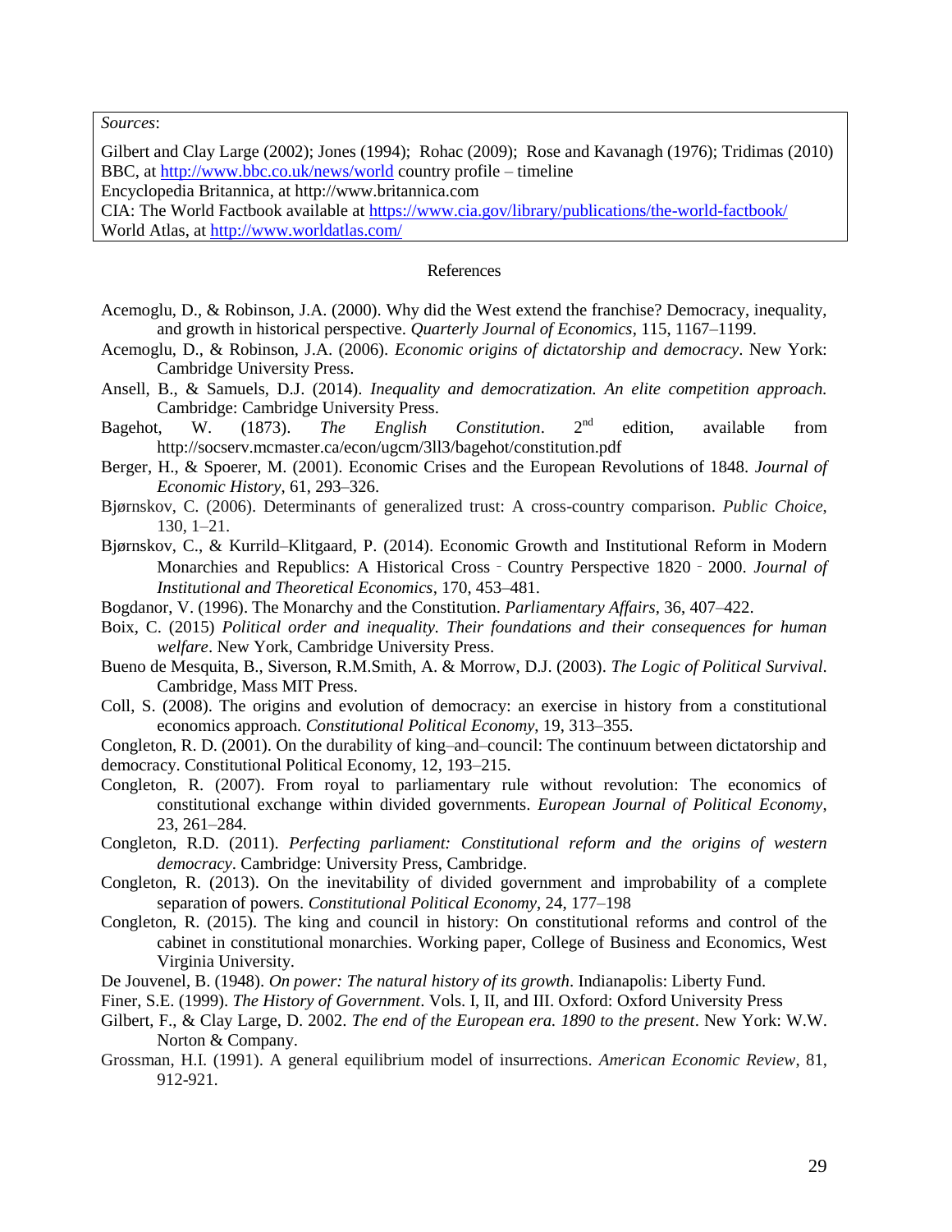*Sources*:

Gilbert and Clay Large (2002); Jones (1994); Rohac (2009); Rose and Kavanagh (1976); Tridimas (2010)
BBC, at http://www.bbc.co.uk/news/world country profile – timeline
Encyclopedia Britannica, at http://www.britannica.com
CIA: The World Factbook available at https://www.cia.gov/library/publications/the-world-factbook/
World Atlas, at http://www.worldatlas.com/

## References

Acemoglu, D., & Robinson, J.A. (2000). Why did the West extend the franchise? Democracy, inequality, and growth in historical perspective. *Quarterly Journal of Economics*, 115, 1167–1199.

Acemoglu, D., & Robinson, J.A. (2006). *Economic origins of dictatorship and democracy*. New York: Cambridge University Press.

Ansell, B., & Samuels, D.J. (2014). *Inequality and democratization. An elite competition approach.* Cambridge: Cambridge University Press.

Bagehot, W. (1873). *The English Constitution*. 2nd edition, available from http://socserv.mcmaster.ca/econ/ugcm/3ll3/bagehot/constitution.pdf

Berger, H., & Spoerer, M. (2001). Economic Crises and the European Revolutions of 1848. *Journal of Economic History*, 61, 293–326.

Bjørnskov, C. (2006). Determinants of generalized trust: A cross-country comparison. *Public Choice*, 130, 1–21.

Bjørnskov, C., & Kurrild–Klitgaard, P. (2014). Economic Growth and Institutional Reform in Modern Monarchies and Republics: A Historical Cross‐Country Perspective 1820‐2000. *Journal of Institutional and Theoretical Economics*, 170, 453–481.

Bogdanor, V. (1996). The Monarchy and the Constitution. *Parliamentary Affairs*, 36, 407–422.

Boix, C. (2015) *Political order and inequality. Their foundations and their consequences for human welfare*. New York, Cambridge University Press.

Bueno de Mesquita, B., Siverson, R.M.Smith, A. & Morrow, D.J. (2003). *The Logic of Political Survival*. Cambridge, Mass MIT Press.

Coll, S. (2008). The origins and evolution of democracy: an exercise in history from a constitutional economics approach. *Constitutional Political Economy*, 19, 313–355.

Congleton, R. D. (2001). On the durability of king–and–council: The continuum between dictatorship and democracy. Constitutional Political Economy, 12, 193–215.

Congleton, R. (2007). From royal to parliamentary rule without revolution: The economics of constitutional exchange within divided governments. *European Journal of Political Economy*, 23, 261–284.

Congleton, R.D. (2011). *Perfecting parliament: Constitutional reform and the origins of western democracy*. Cambridge: University Press, Cambridge.

Congleton, R. (2013). On the inevitability of divided government and improbability of a complete separation of powers. *Constitutional Political Economy*, 24, 177–198

Congleton, R. (2015). The king and council in history: On constitutional reforms and control of the cabinet in constitutional monarchies. Working paper, College of Business and Economics, West Virginia University.

De Jouvenel, B. (1948). *On power: The natural history of its growth*. Indianapolis: Liberty Fund.

Finer, S.E. (1999). *The History of Government*. Vols. I, II, and III. Oxford: Oxford University Press

Gilbert, F., & Clay Large, D. 2002. *The end of the European era. 1890 to the present*. New York: W.W. Norton & Company.

Grossman, H.I. (1991). A general equilibrium model of insurrections. *American Economic Review*, 81, 912-921.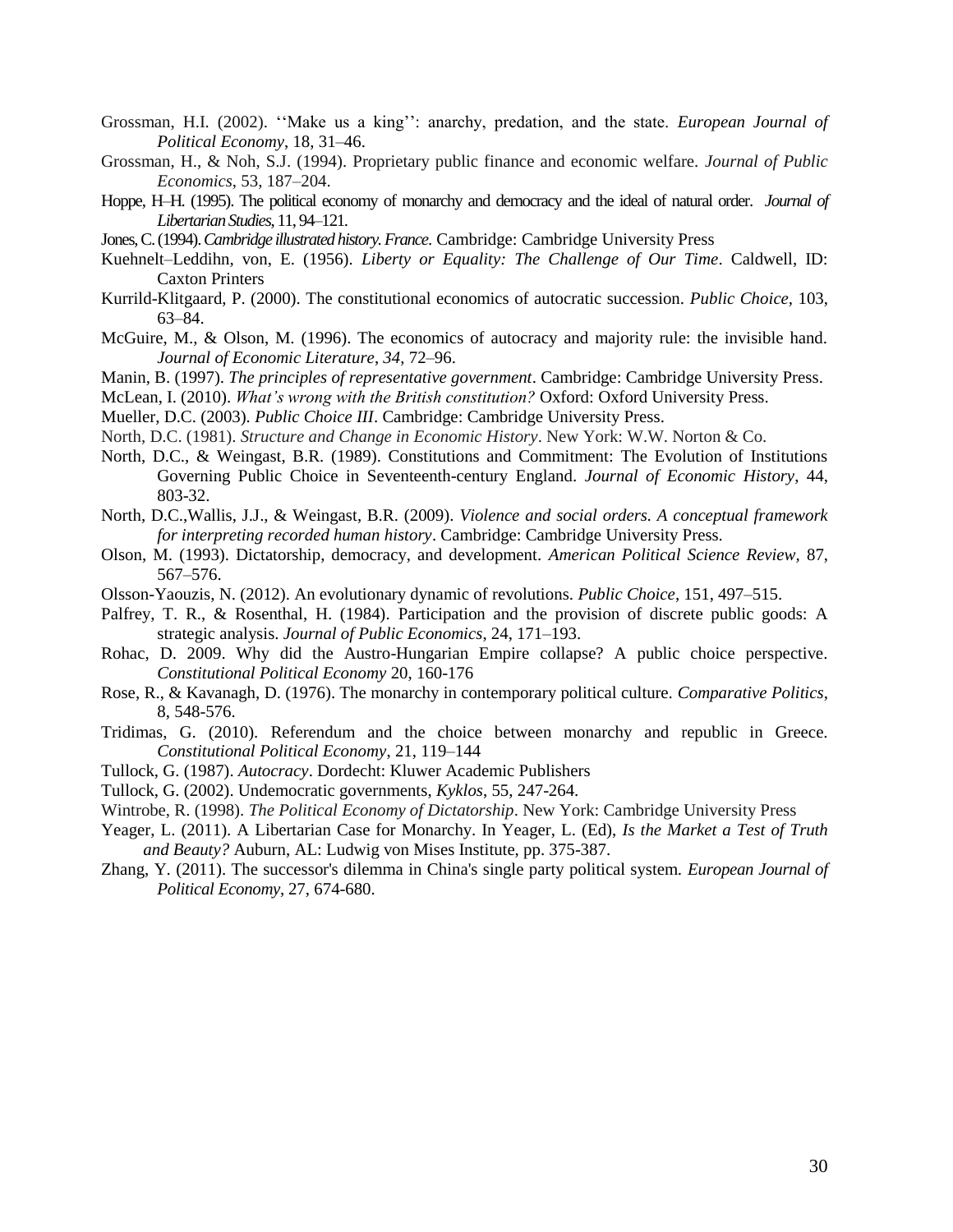Grossman, H.I. (2002). ''Make us a king'': anarchy, predation, and the state. *European Journal of Political Economy*, 18, 31–46.

Grossman, H., & Noh, S.J. (1994). Proprietary public finance and economic welfare. *Journal of Public Economics*, 53, 187–204.

Hoppe, H–H. (1995). The political economy of monarchy and democracy and the ideal of natural order. *Journal of Libertarian Studies*, 11, 94–121.

Jones, C. (1994). *Cambridge illustrated history. France.* Cambridge: Cambridge University Press

Kuehnelt–Leddihn, von, E. (1956). *Liberty or Equality: The Challenge of Our Time*. Caldwell, ID: Caxton Printers

Kurrild-Klitgaard, P. (2000). The constitutional economics of autocratic succession. *Public Choice,* 103, 63–84.

McGuire, M., & Olson, M. (1996). The economics of autocracy and majority rule: the invisible hand. *Journal of Economic Literature*, *34*, 72–96.

Manin, B. (1997). *The principles of representative government*. Cambridge: Cambridge University Press.

McLean, I. (2010). *What's wrong with the British constitution?* Oxford: Oxford University Press.

Mueller, D.C. (2003). *Public Choice III*. Cambridge: Cambridge University Press.

North, D.C. (1981). *Structure and Change in Economic History*. New York: W.W. Norton & Co.

North, D.C., & Weingast, B.R. (1989). Constitutions and Commitment: The Evolution of Institutions Governing Public Choice in Seventeenth-century England. *Journal of Economic History*, 44, 803-32.

North, D.C.,Wallis, J.J., & Weingast, B.R. (2009). *Violence and social orders. A conceptual framework for interpreting recorded human history*. Cambridge: Cambridge University Press.

Olson, M. (1993). Dictatorship, democracy, and development. *American Political Science Review*, 87, 567–576.

Olsson-Yaouzis, N. (2012). An evolutionary dynamic of revolutions. *Public Choice*, 151, 497–515.

Palfrey, T. R., & Rosenthal, H. (1984). Participation and the provision of discrete public goods: A strategic analysis. *Journal of Public Economics*, 24, 171–193.

Rohac, D. 2009. Why did the Austro-Hungarian Empire collapse? A public choice perspective. *Constitutional Political Economy* 20, 160-176

Rose, R., & Kavanagh, D. (1976). The monarchy in contemporary political culture. *Comparative Politics*, 8, 548-576.

Tridimas, G. (2010). Referendum and the choice between monarchy and republic in Greece. *Constitutional Political Economy*, 21, 119–144

Tullock, G. (1987). *Autocracy*. Dordecht: Kluwer Academic Publishers

Tullock, G. (2002). Undemocratic governments, *Kyklos*, 55, 247-264.

Wintrobe, R. (1998). *The Political Economy of Dictatorship*. New York: Cambridge University Press

Yeager, L. (2011). A Libertarian Case for Monarchy. In Yeager, L. (Ed), *Is the Market a Test of Truth and Beauty?* Auburn, AL: Ludwig von Mises Institute, pp. 375-387.

Zhang, Y. (2011). The successor's dilemma in China's single party political system. *European Journal of Political Economy*, 27, 674-680.